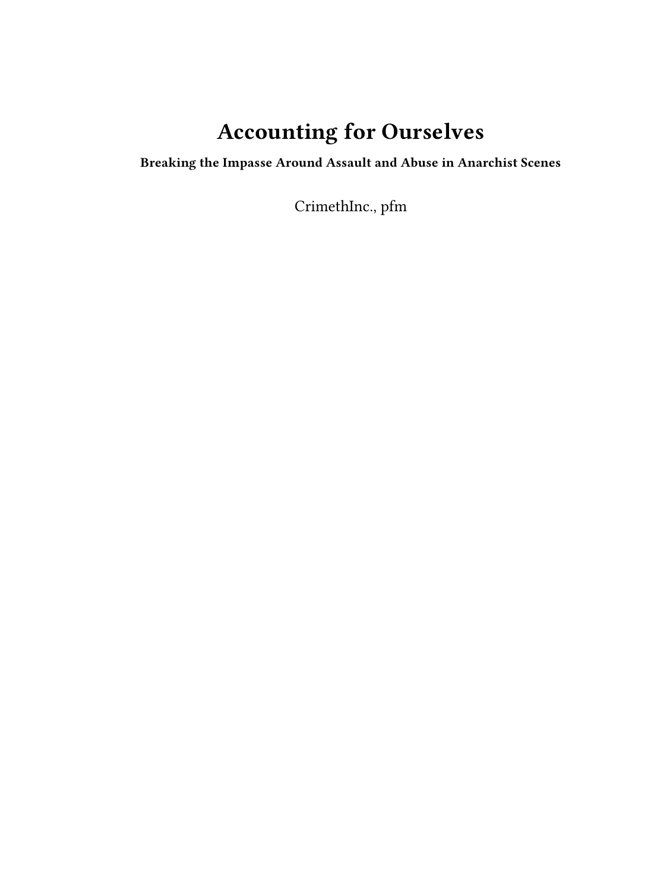# Accounting for Ourselves

**Breaking the Impasse Around Assault and Abuse in Anarchist Scenes**

CrimethInc., pfm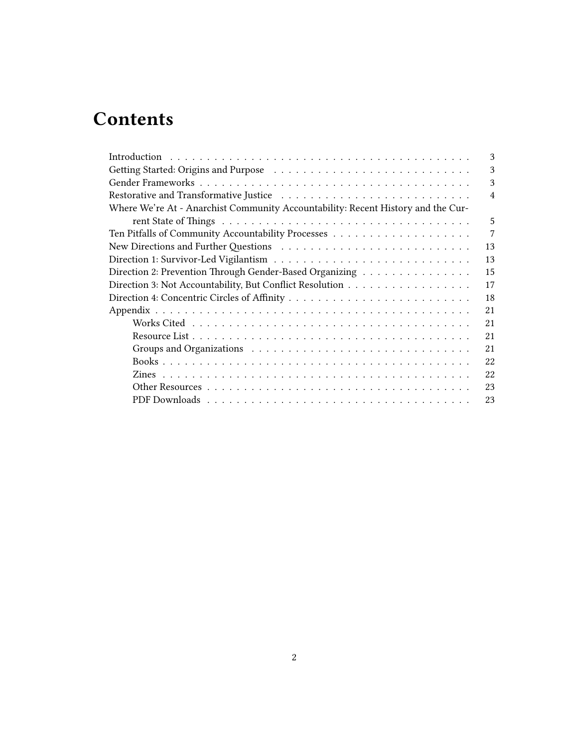# Contents

- Introduction . . . . . 3
- Getting Started: Origins and Purpose . . . . . 3
- Gender Frameworks . . . . . 3
- Restorative and Transformative Justice . . . . . 4
- Where We're At - Anarchist Community Accountability: Recent History and the Current State of Things . . . . . 5
- Ten Pitfalls of Community Accountability Processes . . . . . 7
- New Directions and Further Questions . . . . . 13
- Direction 1: Survivor-Led Vigilantism . . . . . 13
- Direction 2: Prevention Through Gender-Based Organizing . . . . . 15
- Direction 3: Not Accountability, But Conflict Resolution . . . . . 17
- Direction 4: Concentric Circles of Affinity . . . . . 18
- Appendix . . . . . 21
  - Works Cited . . . . . 21
  - Resource List . . . . . 21
  - Groups and Organizations . . . . . 21
  - Books . . . . . 22
  - Zines . . . . . 22
  - Other Resources . . . . . 23
  - PDF Downloads . . . . . 23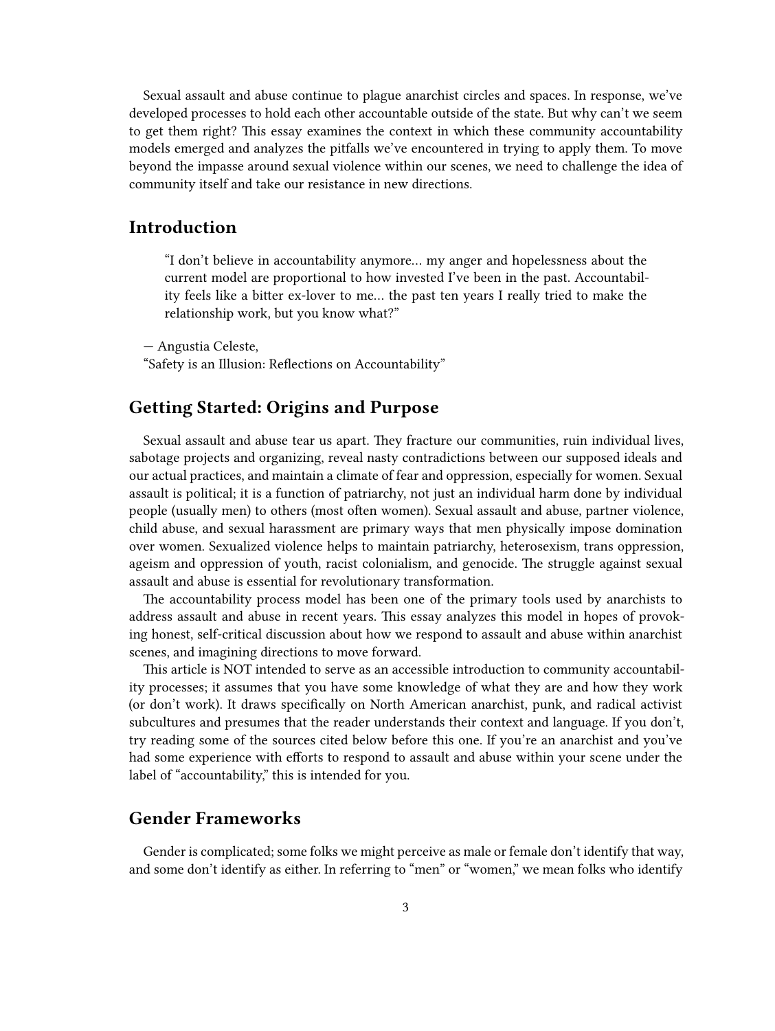Sexual assault and abuse continue to plague anarchist circles and spaces. In response, we've developed processes to hold each other accountable outside of the state. But why can't we seem to get them right? This essay examines the context in which these community accountability models emerged and analyzes the pitfalls we've encountered in trying to apply them. To move beyond the impasse around sexual violence within our scenes, we need to challenge the idea of community itself and take our resistance in new directions.

## Introduction

> "I don't believe in accountability anymore… my anger and hopelessness about the current model are proportional to how invested I've been in the past. Accountability feels like a bitter ex-lover to me… the past ten years I really tried to make the relationship work, but you know what?"

— Angustia Celeste,
"Safety is an Illusion: Reflections on Accountability"

## Getting Started: Origins and Purpose

Sexual assault and abuse tear us apart. They fracture our communities, ruin individual lives, sabotage projects and organizing, reveal nasty contradictions between our supposed ideals and our actual practices, and maintain a climate of fear and oppression, especially for women. Sexual assault is political; it is a function of patriarchy, not just an individual harm done by individual people (usually men) to others (most often women). Sexual assault and abuse, partner violence, child abuse, and sexual harassment are primary ways that men physically impose domination over women. Sexualized violence helps to maintain patriarchy, heterosexism, trans oppression, ageism and oppression of youth, racist colonialism, and genocide. The struggle against sexual assault and abuse is essential for revolutionary transformation.

The accountability process model has been one of the primary tools used by anarchists to address assault and abuse in recent years. This essay analyzes this model in hopes of provoking honest, self-critical discussion about how we respond to assault and abuse within anarchist scenes, and imagining directions to move forward.

This article is NOT intended to serve as an accessible introduction to community accountability processes; it assumes that you have some knowledge of what they are and how they work (or don't work). It draws specifically on North American anarchist, punk, and radical activist subcultures and presumes that the reader understands their context and language. If you don't, try reading some of the sources cited below before this one. If you're an anarchist and you've had some experience with efforts to respond to assault and abuse within your scene under the label of "accountability," this is intended for you.

## Gender Frameworks

Gender is complicated; some folks we might perceive as male or female don't identify that way, and some don't identify as either. In referring to "men" or "women," we mean folks who identify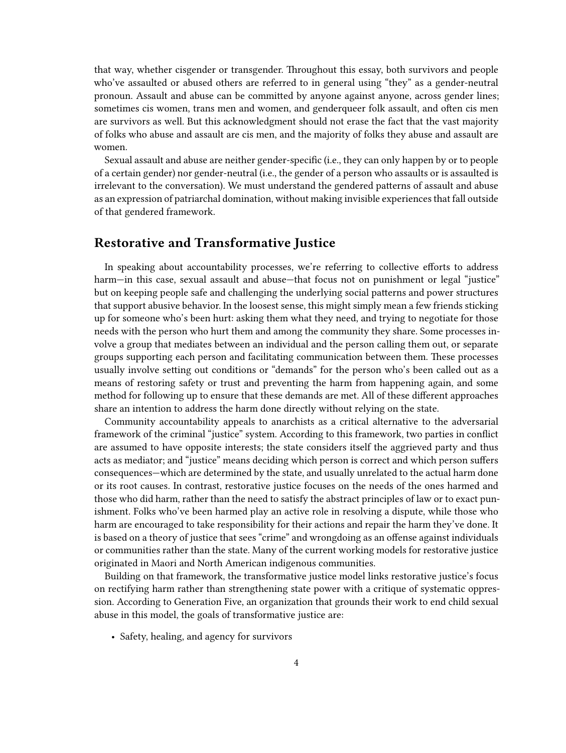that way, whether cisgender or transgender. Throughout this essay, both survivors and people who've assaulted or abused others are referred to in general using "they" as a gender-neutral pronoun. Assault and abuse can be committed by anyone against anyone, across gender lines; sometimes cis women, trans men and women, and genderqueer folk assault, and often cis men are survivors as well. But this acknowledgment should not erase the fact that the vast majority of folks who abuse and assault are cis men, and the majority of folks they abuse and assault are women.

Sexual assault and abuse are neither gender-specific (i.e., they can only happen by or to people of a certain gender) nor gender-neutral (i.e., the gender of a person who assaults or is assaulted is irrelevant to the conversation). We must understand the gendered patterns of assault and abuse as an expression of patriarchal domination, without making invisible experiences that fall outside of that gendered framework.

## Restorative and Transformative Justice

In speaking about accountability processes, we're referring to collective efforts to address harm—in this case, sexual assault and abuse—that focus not on punishment or legal "justice" but on keeping people safe and challenging the underlying social patterns and power structures that support abusive behavior. In the loosest sense, this might simply mean a few friends sticking up for someone who's been hurt: asking them what they need, and trying to negotiate for those needs with the person who hurt them and among the community they share. Some processes involve a group that mediates between an individual and the person calling them out, or separate groups supporting each person and facilitating communication between them. These processes usually involve setting out conditions or "demands" for the person who's been called out as a means of restoring safety or trust and preventing the harm from happening again, and some method for following up to ensure that these demands are met. All of these different approaches share an intention to address the harm done directly without relying on the state.

Community accountability appeals to anarchists as a critical alternative to the adversarial framework of the criminal "justice" system. According to this framework, two parties in conflict are assumed to have opposite interests; the state considers itself the aggrieved party and thus acts as mediator; and "justice" means deciding which person is correct and which person suffers consequences—which are determined by the state, and usually unrelated to the actual harm done or its root causes. In contrast, restorative justice focuses on the needs of the ones harmed and those who did harm, rather than the need to satisfy the abstract principles of law or to exact punishment. Folks who've been harmed play an active role in resolving a dispute, while those who harm are encouraged to take responsibility for their actions and repair the harm they've done. It is based on a theory of justice that sees "crime" and wrongdoing as an offense against individuals or communities rather than the state. Many of the current working models for restorative justice originated in Maori and North American indigenous communities.

Building on that framework, the transformative justice model links restorative justice's focus on rectifying harm rather than strengthening state power with a critique of systematic oppression. According to Generation Five, an organization that grounds their work to end child sexual abuse in this model, the goals of transformative justice are:

- Safety, healing, and agency for survivors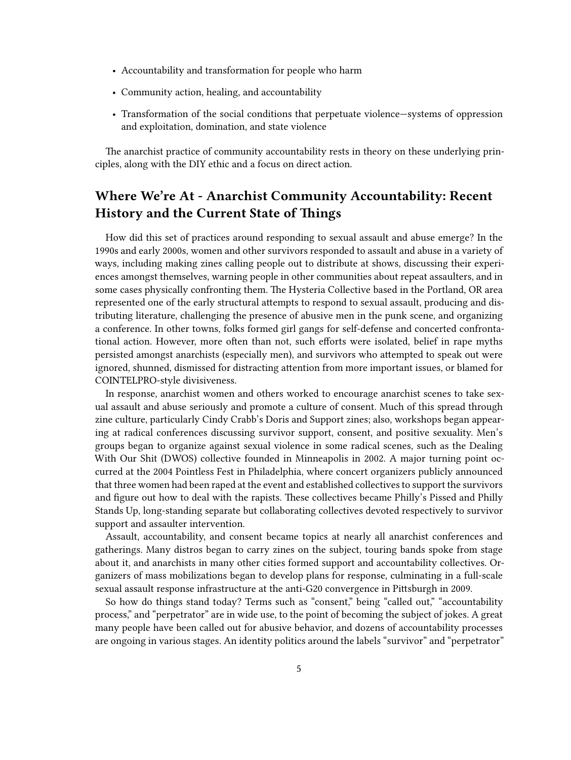- Accountability and transformation for people who harm
- Community action, healing, and accountability
- Transformation of the social conditions that perpetuate violence—systems of oppression and exploitation, domination, and state violence

The anarchist practice of community accountability rests in theory on these underlying principles, along with the DIY ethic and a focus on direct action.

## Where We're At - Anarchist Community Accountability: Recent History and the Current State of Things

How did this set of practices around responding to sexual assault and abuse emerge? In the 1990s and early 2000s, women and other survivors responded to assault and abuse in a variety of ways, including making zines calling people out to distribute at shows, discussing their experiences amongst themselves, warning people in other communities about repeat assaulters, and in some cases physically confronting them. The Hysteria Collective based in the Portland, OR area represented one of the early structural attempts to respond to sexual assault, producing and distributing literature, challenging the presence of abusive men in the punk scene, and organizing a conference. In other towns, folks formed girl gangs for self-defense and concerted confrontational action. However, more often than not, such efforts were isolated, belief in rape myths persisted amongst anarchists (especially men), and survivors who attempted to speak out were ignored, shunned, dismissed for distracting attention from more important issues, or blamed for COINTELPRO-style divisiveness.

In response, anarchist women and others worked to encourage anarchist scenes to take sexual assault and abuse seriously and promote a culture of consent. Much of this spread through zine culture, particularly Cindy Crabb's Doris and Support zines; also, workshops began appearing at radical conferences discussing survivor support, consent, and positive sexuality. Men's groups began to organize against sexual violence in some radical scenes, such as the Dealing With Our Shit (DWOS) collective founded in Minneapolis in 2002. A major turning point occurred at the 2004 Pointless Fest in Philadelphia, where concert organizers publicly announced that three women had been raped at the event and established collectives to support the survivors and figure out how to deal with the rapists. These collectives became Philly's Pissed and Philly Stands Up, long-standing separate but collaborating collectives devoted respectively to survivor support and assaulter intervention.

Assault, accountability, and consent became topics at nearly all anarchist conferences and gatherings. Many distros began to carry zines on the subject, touring bands spoke from stage about it, and anarchists in many other cities formed support and accountability collectives. Organizers of mass mobilizations began to develop plans for response, culminating in a full-scale sexual assault response infrastructure at the anti-G20 convergence in Pittsburgh in 2009.

So how do things stand today? Terms such as "consent," being "called out," "accountability process," and "perpetrator" are in wide use, to the point of becoming the subject of jokes. A great many people have been called out for abusive behavior, and dozens of accountability processes are ongoing in various stages. An identity politics around the labels "survivor" and "perpetrator"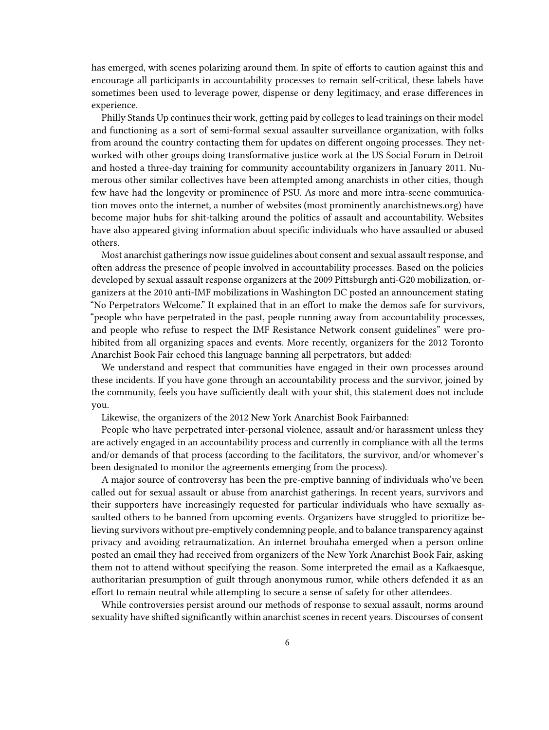has emerged, with scenes polarizing around them. In spite of efforts to caution against this and encourage all participants in accountability processes to remain self-critical, these labels have sometimes been used to leverage power, dispense or deny legitimacy, and erase differences in experience.

Philly Stands Up continues their work, getting paid by colleges to lead trainings on their model and functioning as a sort of semi-formal sexual assaulter surveillance organization, with folks from around the country contacting them for updates on different ongoing processes. They networked with other groups doing transformative justice work at the US Social Forum in Detroit and hosted a three-day training for community accountability organizers in January 2011. Numerous other similar collectives have been attempted among anarchists in other cities, though few have had the longevity or prominence of PSU. As more and more intra-scene communication moves onto the internet, a number of websites (most prominently anarchistnews.org) have become major hubs for shit-talking around the politics of assault and accountability. Websites have also appeared giving information about specific individuals who have assaulted or abused others.

Most anarchist gatherings now issue guidelines about consent and sexual assault response, and often address the presence of people involved in accountability processes. Based on the policies developed by sexual assault response organizers at the 2009 Pittsburgh anti-G20 mobilization, organizers at the 2010 anti-IMF mobilizations in Washington DC posted an announcement stating "No Perpetrators Welcome." It explained that in an effort to make the demos safe for survivors, "people who have perpetrated in the past, people running away from accountability processes, and people who refuse to respect the IMF Resistance Network consent guidelines" were prohibited from all organizing spaces and events. More recently, organizers for the 2012 Toronto Anarchist Book Fair echoed this language banning all perpetrators, but added:

We understand and respect that communities have engaged in their own processes around these incidents. If you have gone through an accountability process and the survivor, joined by the community, feels you have sufficiently dealt with your shit, this statement does not include you.

Likewise, the organizers of the 2012 New York Anarchist Book Fairbanned:

People who have perpetrated inter-personal violence, assault and/or harassment unless they are actively engaged in an accountability process and currently in compliance with all the terms and/or demands of that process (according to the facilitators, the survivor, and/or whomever's been designated to monitor the agreements emerging from the process).

A major source of controversy has been the pre-emptive banning of individuals who've been called out for sexual assault or abuse from anarchist gatherings. In recent years, survivors and their supporters have increasingly requested for particular individuals who have sexually assaulted others to be banned from upcoming events. Organizers have struggled to prioritize believing survivors without pre-emptively condemning people, and to balance transparency against privacy and avoiding retraumatization. An internet brouhaha emerged when a person online posted an email they had received from organizers of the New York Anarchist Book Fair, asking them not to attend without specifying the reason. Some interpreted the email as a Kafkaesque, authoritarian presumption of guilt through anonymous rumor, while others defended it as an effort to remain neutral while attempting to secure a sense of safety for other attendees.

While controversies persist around our methods of response to sexual assault, norms around sexuality have shifted significantly within anarchist scenes in recent years. Discourses of consent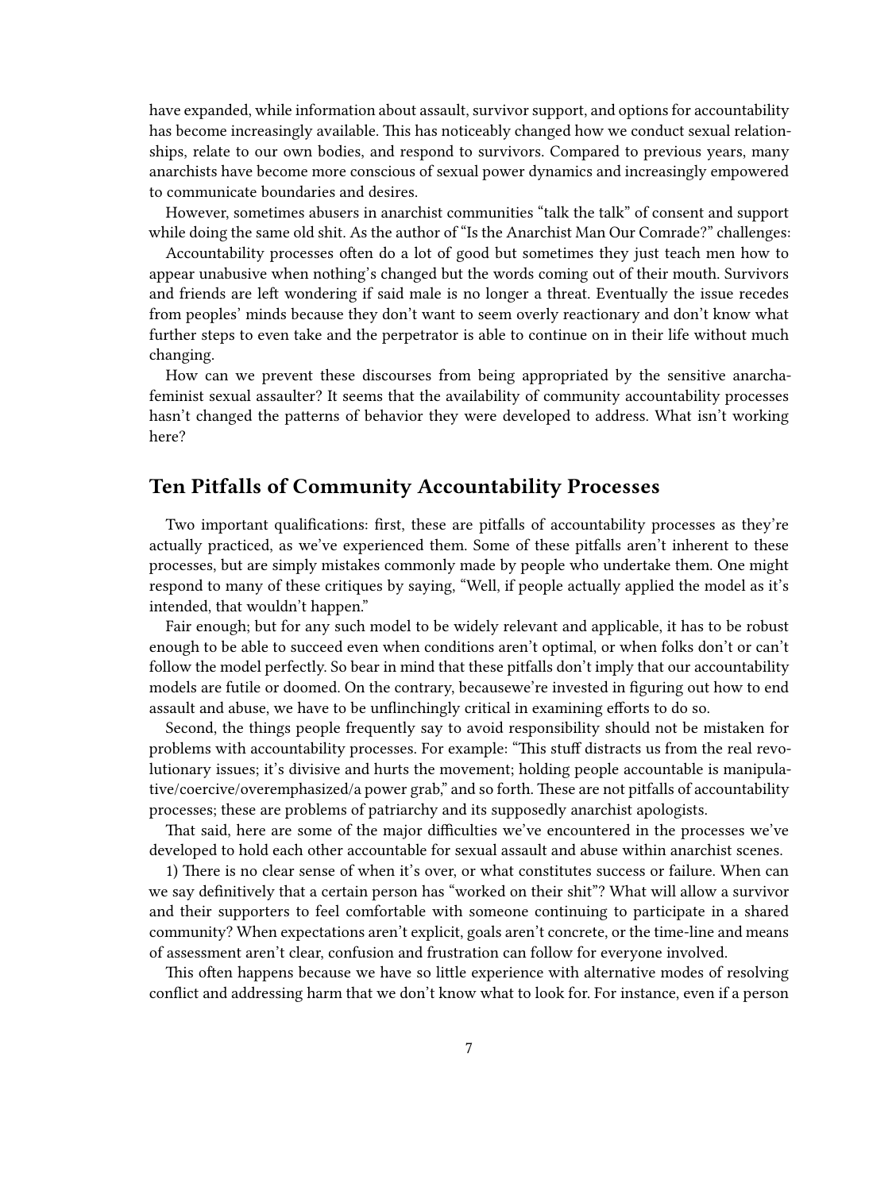have expanded, while information about assault, survivor support, and options for accountability has become increasingly available. This has noticeably changed how we conduct sexual relationships, relate to our own bodies, and respond to survivors. Compared to previous years, many anarchists have become more conscious of sexual power dynamics and increasingly empowered to communicate boundaries and desires.

However, sometimes abusers in anarchist communities "talk the talk" of consent and support while doing the same old shit. As the author of "Is the Anarchist Man Our Comrade?" challenges:

Accountability processes often do a lot of good but sometimes they just teach men how to appear unabusive when nothing's changed but the words coming out of their mouth. Survivors and friends are left wondering if said male is no longer a threat. Eventually the issue recedes from peoples' minds because they don't want to seem overly reactionary and don't know what further steps to even take and the perpetrator is able to continue on in their life without much changing.

How can we prevent these discourses from being appropriated by the sensitive anarcha-feminist sexual assaulter? It seems that the availability of community accountability processes hasn't changed the patterns of behavior they were developed to address. What isn't working here?

## Ten Pitfalls of Community Accountability Processes

Two important qualifications: first, these are pitfalls of accountability processes as they're actually practiced, as we've experienced them. Some of these pitfalls aren't inherent to these processes, but are simply mistakes commonly made by people who undertake them. One might respond to many of these critiques by saying, "Well, if people actually applied the model as it's intended, that wouldn't happen."

Fair enough; but for any such model to be widely relevant and applicable, it has to be robust enough to be able to succeed even when conditions aren't optimal, or when folks don't or can't follow the model perfectly. So bear in mind that these pitfalls don't imply that our accountability models are futile or doomed. On the contrary, becausewe're invested in figuring out how to end assault and abuse, we have to be unflinchingly critical in examining efforts to do so.

Second, the things people frequently say to avoid responsibility should not be mistaken for problems with accountability processes. For example: "This stuff distracts us from the real revolutionary issues; it's divisive and hurts the movement; holding people accountable is manipulative/coercive/overemphasized/a power grab," and so forth. These are not pitfalls of accountability processes; these are problems of patriarchy and its supposedly anarchist apologists.

That said, here are some of the major difficulties we've encountered in the processes we've developed to hold each other accountable for sexual assault and abuse within anarchist scenes.

1) There is no clear sense of when it's over, or what constitutes success or failure. When can we say definitively that a certain person has "worked on their shit"? What will allow a survivor and their supporters to feel comfortable with someone continuing to participate in a shared community? When expectations aren't explicit, goals aren't concrete, or the time-line and means of assessment aren't clear, confusion and frustration can follow for everyone involved.

This often happens because we have so little experience with alternative modes of resolving conflict and addressing harm that we don't know what to look for. For instance, even if a person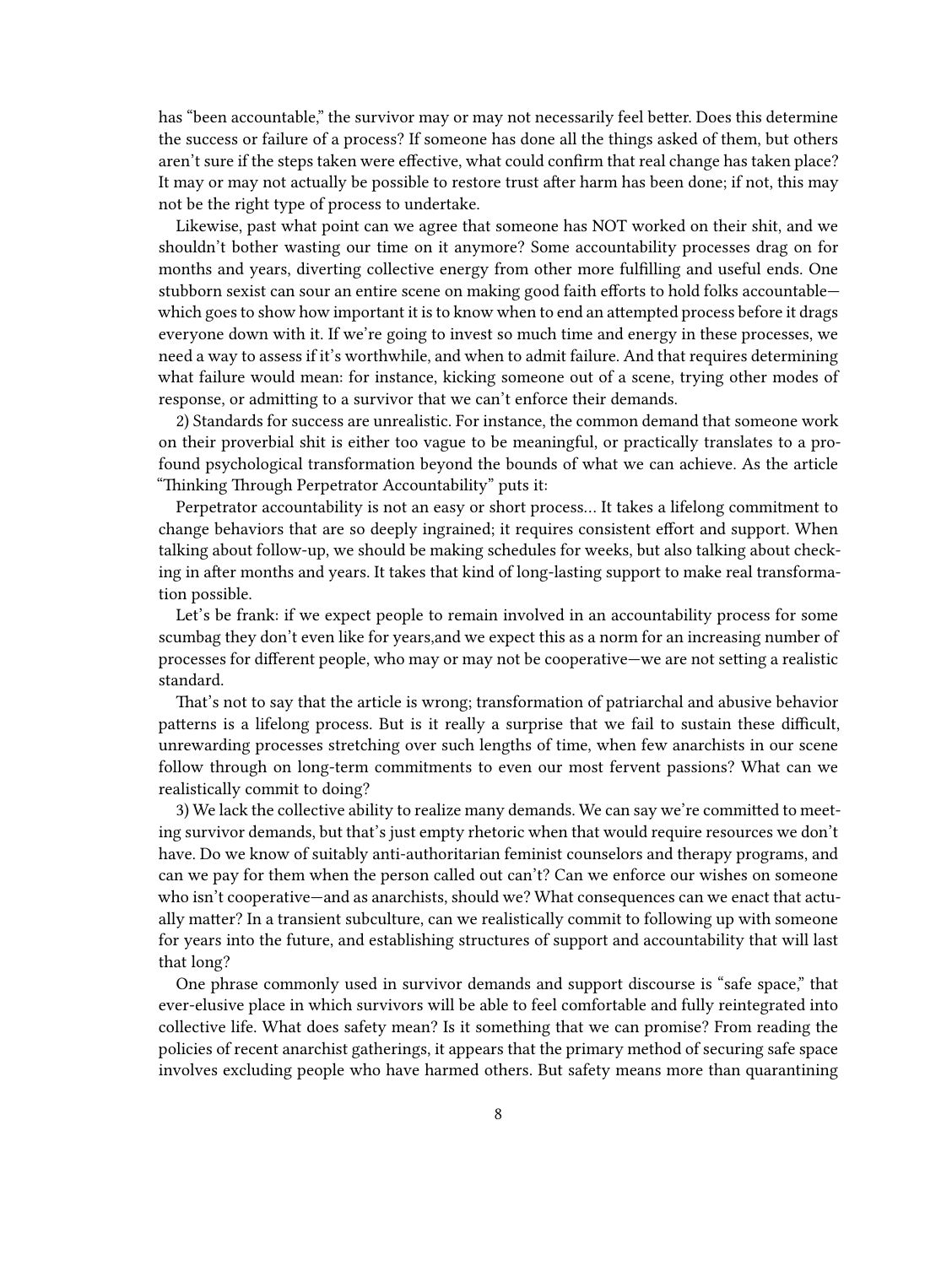has "been accountable," the survivor may or may not necessarily feel better. Does this determine the success or failure of a process? If someone has done all the things asked of them, but others aren't sure if the steps taken were effective, what could confirm that real change has taken place? It may or may not actually be possible to restore trust after harm has been done; if not, this may not be the right type of process to undertake.

Likewise, past what point can we agree that someone has NOT worked on their shit, and we shouldn't bother wasting our time on it anymore? Some accountability processes drag on for months and years, diverting collective energy from other more fulfilling and useful ends. One stubborn sexist can sour an entire scene on making good faith efforts to hold folks accountable—which goes to show how important it is to know when to end an attempted process before it drags everyone down with it. If we're going to invest so much time and energy in these processes, we need a way to assess if it's worthwhile, and when to admit failure. And that requires determining what failure would mean: for instance, kicking someone out of a scene, trying other modes of response, or admitting to a survivor that we can't enforce their demands.

2) Standards for success are unrealistic. For instance, the common demand that someone work on their proverbial shit is either too vague to be meaningful, or practically translates to a profound psychological transformation beyond the bounds of what we can achieve. As the article "Thinking Through Perpetrator Accountability" puts it:

Perpetrator accountability is not an easy or short process… It takes a lifelong commitment to change behaviors that are so deeply ingrained; it requires consistent effort and support. When talking about follow-up, we should be making schedules for weeks, but also talking about checking in after months and years. It takes that kind of long-lasting support to make real transformation possible.

Let's be frank: if we expect people to remain involved in an accountability process for some scumbag they don't even like for years,and we expect this as a norm for an increasing number of processes for different people, who may or may not be cooperative—we are not setting a realistic standard.

That's not to say that the article is wrong; transformation of patriarchal and abusive behavior patterns is a lifelong process. But is it really a surprise that we fail to sustain these difficult, unrewarding processes stretching over such lengths of time, when few anarchists in our scene follow through on long-term commitments to even our most fervent passions? What can we realistically commit to doing?

3) We lack the collective ability to realize many demands. We can say we're committed to meeting survivor demands, but that's just empty rhetoric when that would require resources we don't have. Do we know of suitably anti-authoritarian feminist counselors and therapy programs, and can we pay for them when the person called out can't? Can we enforce our wishes on someone who isn't cooperative—and as anarchists, should we? What consequences can we enact that actually matter? In a transient subculture, can we realistically commit to following up with someone for years into the future, and establishing structures of support and accountability that will last that long?

One phrase commonly used in survivor demands and support discourse is "safe space," that ever-elusive place in which survivors will be able to feel comfortable and fully reintegrated into collective life. What does safety mean? Is it something that we can promise? From reading the policies of recent anarchist gatherings, it appears that the primary method of securing safe space involves excluding people who have harmed others. But safety means more than quarantining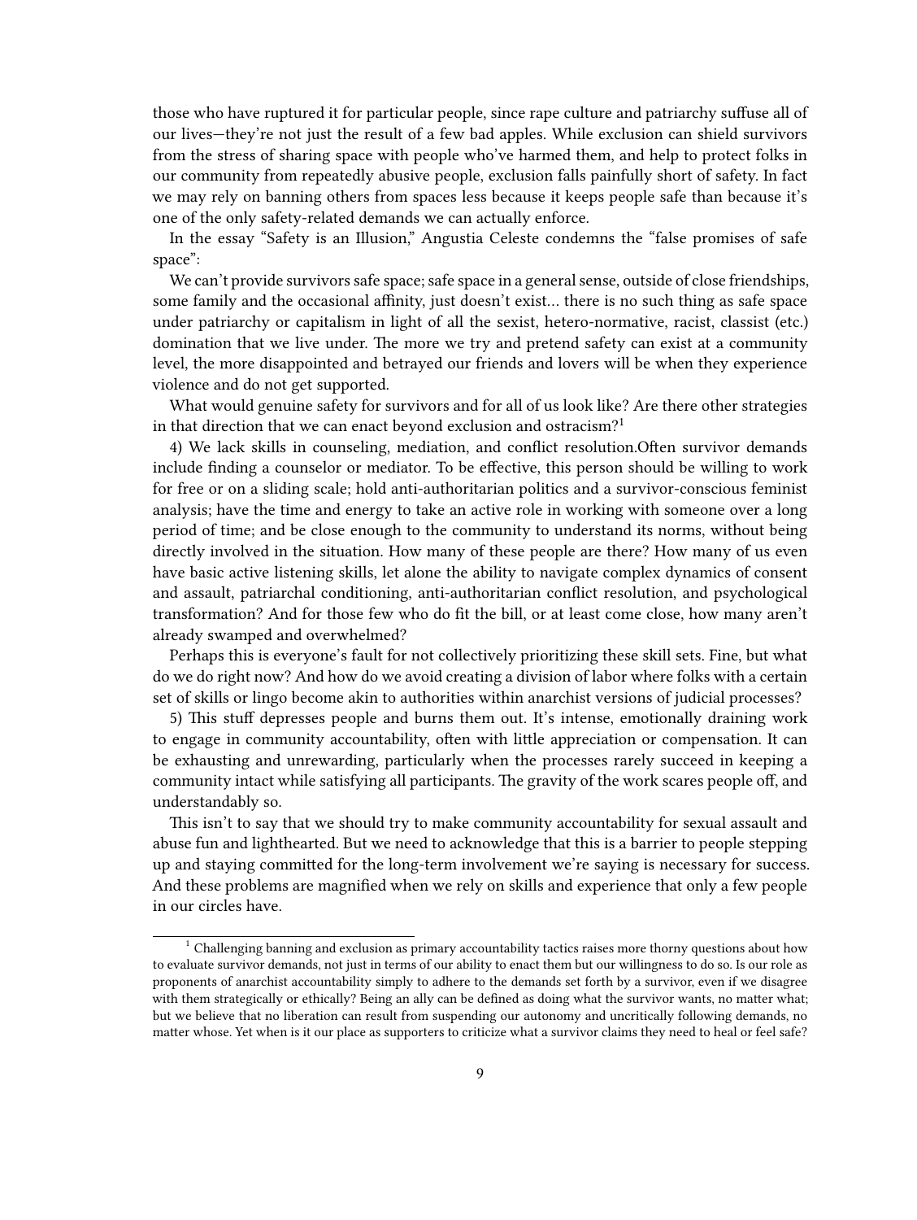those who have ruptured it for particular people, since rape culture and patriarchy suffuse all of our lives—they're not just the result of a few bad apples. While exclusion can shield survivors from the stress of sharing space with people who've harmed them, and help to protect folks in our community from repeatedly abusive people, exclusion falls painfully short of safety. In fact we may rely on banning others from spaces less because it keeps people safe than because it's one of the only safety-related demands we can actually enforce.

In the essay "Safety is an Illusion," Angustia Celeste condemns the "false promises of safe space":

We can't provide survivors safe space; safe space in a general sense, outside of close friendships, some family and the occasional affinity, just doesn't exist… there is no such thing as safe space under patriarchy or capitalism in light of all the sexist, hetero-normative, racist, classist (etc.) domination that we live under. The more we try and pretend safety can exist at a community level, the more disappointed and betrayed our friends and lovers will be when they experience violence and do not get supported.

What would genuine safety for survivors and for all of us look like? Are there other strategies in that direction that we can enact beyond exclusion and ostracism?[1]

4) We lack skills in counseling, mediation, and conflict resolution.Often survivor demands include finding a counselor or mediator. To be effective, this person should be willing to work for free or on a sliding scale; hold anti-authoritarian politics and a survivor-conscious feminist analysis; have the time and energy to take an active role in working with someone over a long period of time; and be close enough to the community to understand its norms, without being directly involved in the situation. How many of these people are there? How many of us even have basic active listening skills, let alone the ability to navigate complex dynamics of consent and assault, patriarchal conditioning, anti-authoritarian conflict resolution, and psychological transformation? And for those few who do fit the bill, or at least come close, how many aren't already swamped and overwhelmed?

Perhaps this is everyone's fault for not collectively prioritizing these skill sets. Fine, but what do we do right now? And how do we avoid creating a division of labor where folks with a certain set of skills or lingo become akin to authorities within anarchist versions of judicial processes?

5) This stuff depresses people and burns them out. It's intense, emotionally draining work to engage in community accountability, often with little appreciation or compensation. It can be exhausting and unrewarding, particularly when the processes rarely succeed in keeping a community intact while satisfying all participants. The gravity of the work scares people off, and understandably so.

This isn't to say that we should try to make community accountability for sexual assault and abuse fun and lighthearted. But we need to acknowledge that this is a barrier to people stepping up and staying committed for the long-term involvement we're saying is necessary for success. And these problems are magnified when we rely on skills and experience that only a few people in our circles have.

[1] Challenging banning and exclusion as primary accountability tactics raises more thorny questions about how to evaluate survivor demands, not just in terms of our ability to enact them but our willingness to do so. Is our role as proponents of anarchist accountability simply to adhere to the demands set forth by a survivor, even if we disagree with them strategically or ethically? Being an ally can be defined as doing what the survivor wants, no matter what; but we believe that no liberation can result from suspending our autonomy and uncritically following demands, no matter whose. Yet when is it our place as supporters to criticize what a survivor claims they need to heal or feel safe?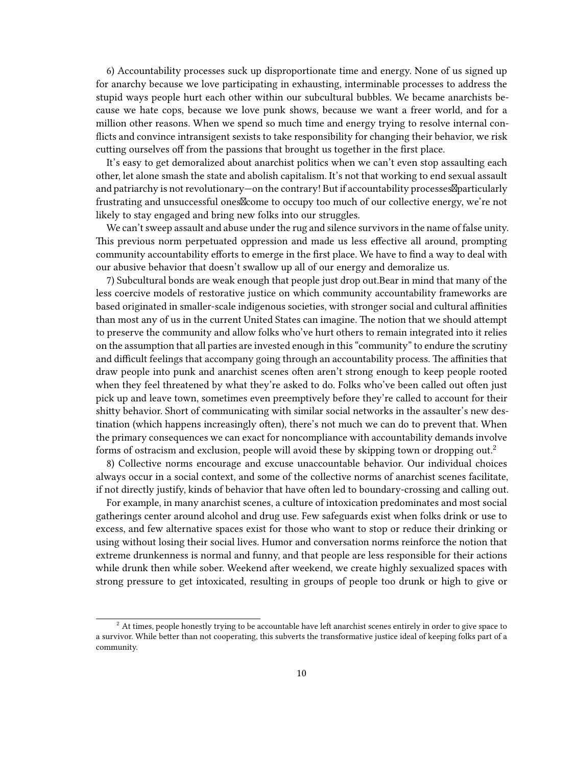6) Accountability processes suck up disproportionate time and energy. None of us signed up for anarchy because we love participating in exhausting, interminable processes to address the stupid ways people hurt each other within our subcultural bubbles. We became anarchists because we hate cops, because we love punk shows, because we want a freer world, and for a million other reasons. When we spend so much time and energy trying to resolve internal conflicts and convince intransigent sexists to take responsibility for changing their behavior, we risk cutting ourselves off from the passions that brought us together in the first place.

It's easy to get demoralized about anarchist politics when we can't even stop assaulting each other, let alone smash the state and abolish capitalism. It's not that working to end sexual assault and patriarchy is not revolutionary—on the contrary! But if accountability processes particularly frustrating and unsuccessful ones come to occupy too much of our collective energy, we're not likely to stay engaged and bring new folks into our struggles.

We can't sweep assault and abuse under the rug and silence survivors in the name of false unity. This previous norm perpetuated oppression and made us less effective all around, prompting community accountability efforts to emerge in the first place. We have to find a way to deal with our abusive behavior that doesn't swallow up all of our energy and demoralize us.

7) Subcultural bonds are weak enough that people just drop out.Bear in mind that many of the less coercive models of restorative justice on which community accountability frameworks are based originated in smaller-scale indigenous societies, with stronger social and cultural affinities than most any of us in the current United States can imagine. The notion that we should attempt to preserve the community and allow folks who've hurt others to remain integrated into it relies on the assumption that all parties are invested enough in this "community" to endure the scrutiny and difficult feelings that accompany going through an accountability process. The affinities that draw people into punk and anarchist scenes often aren't strong enough to keep people rooted when they feel threatened by what they're asked to do. Folks who've been called out often just pick up and leave town, sometimes even preemptively before they're called to account for their shitty behavior. Short of communicating with similar social networks in the assaulter's new destination (which happens increasingly often), there's not much we can do to prevent that. When the primary consequences we can exact for noncompliance with accountability demands involve forms of ostracism and exclusion, people will avoid these by skipping town or dropping out.[2]

8) Collective norms encourage and excuse unaccountable behavior. Our individual choices always occur in a social context, and some of the collective norms of anarchist scenes facilitate, if not directly justify, kinds of behavior that have often led to boundary-crossing and calling out.

For example, in many anarchist scenes, a culture of intoxication predominates and most social gatherings center around alcohol and drug use. Few safeguards exist when folks drink or use to excess, and few alternative spaces exist for those who want to stop or reduce their drinking or using without losing their social lives. Humor and conversation norms reinforce the notion that extreme drunkenness is normal and funny, and that people are less responsible for their actions while drunk then while sober. Weekend after weekend, we create highly sexualized spaces with strong pressure to get intoxicated, resulting in groups of people too drunk or high to give or

[2] At times, people honestly trying to be accountable have left anarchist scenes entirely in order to give space to a survivor. While better than not cooperating, this subverts the transformative justice ideal of keeping folks part of a community.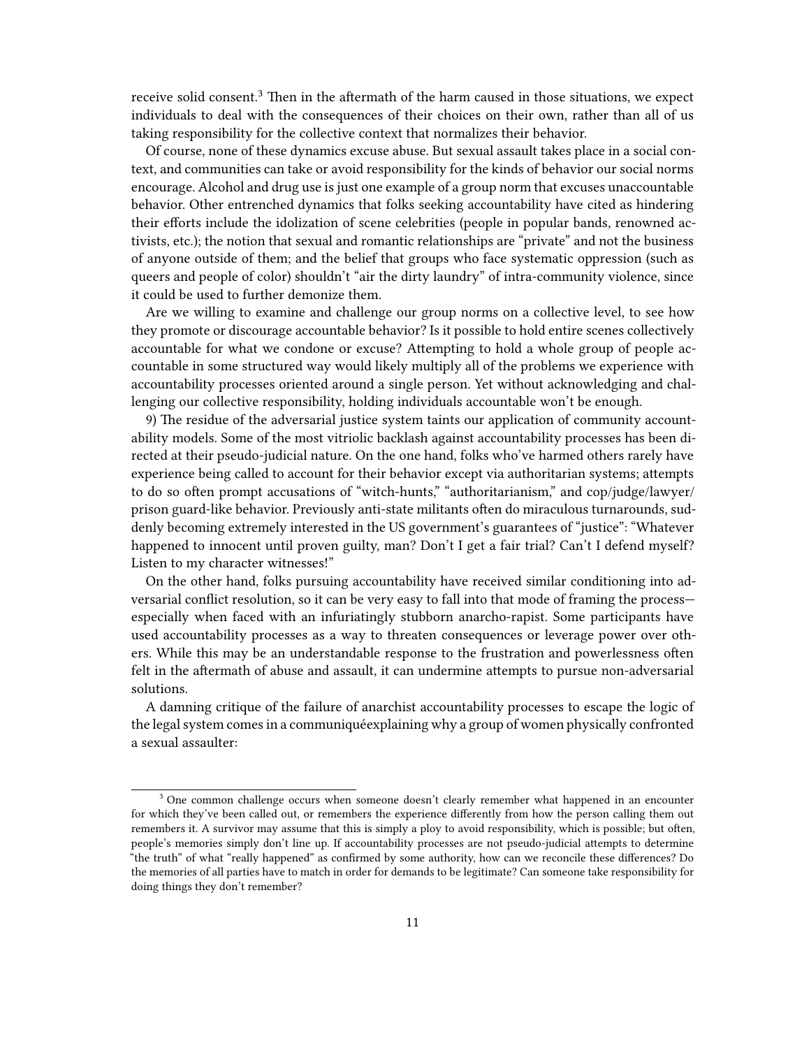receive solid consent.[3] Then in the aftermath of the harm caused in those situations, we expect individuals to deal with the consequences of their choices on their own, rather than all of us taking responsibility for the collective context that normalizes their behavior.

Of course, none of these dynamics excuse abuse. But sexual assault takes place in a social context, and communities can take or avoid responsibility for the kinds of behavior our social norms encourage. Alcohol and drug use is just one example of a group norm that excuses unaccountable behavior. Other entrenched dynamics that folks seeking accountability have cited as hindering their efforts include the idolization of scene celebrities (people in popular bands, renowned activists, etc.); the notion that sexual and romantic relationships are "private" and not the business of anyone outside of them; and the belief that groups who face systematic oppression (such as queers and people of color) shouldn't "air the dirty laundry" of intra-community violence, since it could be used to further demonize them.

Are we willing to examine and challenge our group norms on a collective level, to see how they promote or discourage accountable behavior? Is it possible to hold entire scenes collectively accountable for what we condone or excuse? Attempting to hold a whole group of people accountable in some structured way would likely multiply all of the problems we experience with accountability processes oriented around a single person. Yet without acknowledging and challenging our collective responsibility, holding individuals accountable won't be enough.

9) The residue of the adversarial justice system taints our application of community accountability models. Some of the most vitriolic backlash against accountability processes has been directed at their pseudo-judicial nature. On the one hand, folks who've harmed others rarely have experience being called to account for their behavior except via authoritarian systems; attempts to do so often prompt accusations of "witch-hunts," "authoritarianism," and cop/judge/lawyer/prison guard-like behavior. Previously anti-state militants often do miraculous turnarounds, suddenly becoming extremely interested in the US government's guarantees of "justice": "Whatever happened to innocent until proven guilty, man? Don't I get a fair trial? Can't I defend myself? Listen to my character witnesses!"

On the other hand, folks pursuing accountability have received similar conditioning into adversarial conflict resolution, so it can be very easy to fall into that mode of framing the process—especially when faced with an infuriatingly stubborn anarcho-rapist. Some participants have used accountability processes as a way to threaten consequences or leverage power over others. While this may be an understandable response to the frustration and powerlessness often felt in the aftermath of abuse and assault, it can undermine attempts to pursue non-adversarial solutions.

A damning critique of the failure of anarchist accountability processes to escape the logic of the legal system comes in a communiquéexplaining why a group of women physically confronted a sexual assaulter:

[3] One common challenge occurs when someone doesn't clearly remember what happened in an encounter for which they've been called out, or remembers the experience differently from how the person calling them out remembers it. A survivor may assume that this is simply a ploy to avoid responsibility, which is possible; but often, people's memories simply don't line up. If accountability processes are not pseudo-judicial attempts to determine "the truth" of what "really happened" as confirmed by some authority, how can we reconcile these differences? Do the memories of all parties have to match in order for demands to be legitimate? Can someone take responsibility for doing things they don't remember?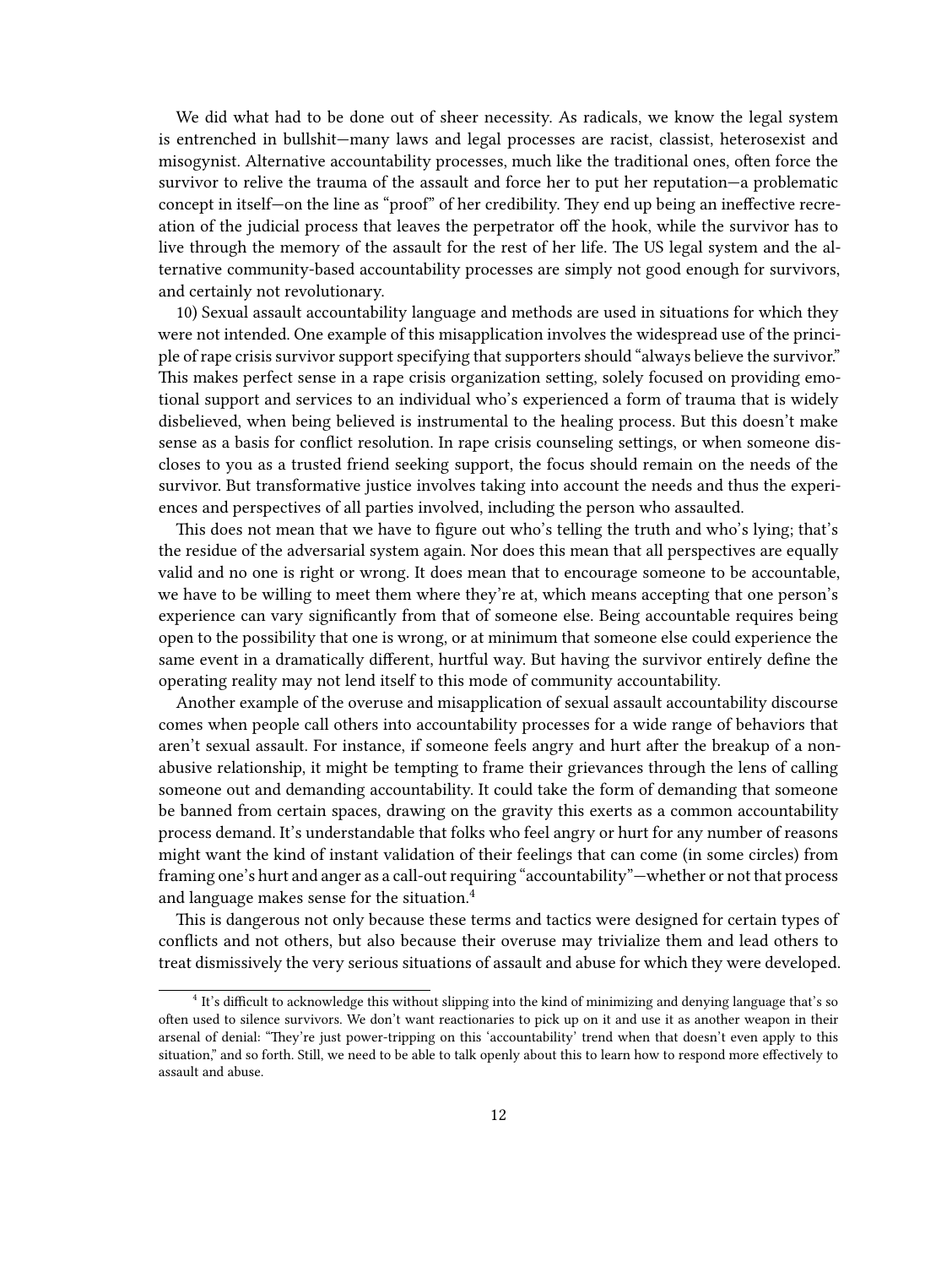We did what had to be done out of sheer necessity. As radicals, we know the legal system is entrenched in bullshit—many laws and legal processes are racist, classist, heterosexist and misogynist. Alternative accountability processes, much like the traditional ones, often force the survivor to relive the trauma of the assault and force her to put her reputation—a problematic concept in itself—on the line as "proof" of her credibility. They end up being an ineffective recreation of the judicial process that leaves the perpetrator off the hook, while the survivor has to live through the memory of the assault for the rest of her life. The US legal system and the alternative community-based accountability processes are simply not good enough for survivors, and certainly not revolutionary.

10) Sexual assault accountability language and methods are used in situations for which they were not intended. One example of this misapplication involves the widespread use of the principle of rape crisis survivor support specifying that supporters should "always believe the survivor." This makes perfect sense in a rape crisis organization setting, solely focused on providing emotional support and services to an individual who's experienced a form of trauma that is widely disbelieved, when being believed is instrumental to the healing process. But this doesn't make sense as a basis for conflict resolution. In rape crisis counseling settings, or when someone discloses to you as a trusted friend seeking support, the focus should remain on the needs of the survivor. But transformative justice involves taking into account the needs and thus the experiences and perspectives of all parties involved, including the person who assaulted.

This does not mean that we have to figure out who's telling the truth and who's lying; that's the residue of the adversarial system again. Nor does this mean that all perspectives are equally valid and no one is right or wrong. It does mean that to encourage someone to be accountable, we have to be willing to meet them where they're at, which means accepting that one person's experience can vary significantly from that of someone else. Being accountable requires being open to the possibility that one is wrong, or at minimum that someone else could experience the same event in a dramatically different, hurtful way. But having the survivor entirely define the operating reality may not lend itself to this mode of community accountability.

Another example of the overuse and misapplication of sexual assault accountability discourse comes when people call others into accountability processes for a wide range of behaviors that aren't sexual assault. For instance, if someone feels angry and hurt after the breakup of a non-abusive relationship, it might be tempting to frame their grievances through the lens of calling someone out and demanding accountability. It could take the form of demanding that someone be banned from certain spaces, drawing on the gravity this exerts as a common accountability process demand. It's understandable that folks who feel angry or hurt for any number of reasons might want the kind of instant validation of their feelings that can come (in some circles) from framing one's hurt and anger as a call-out requiring "accountability"—whether or not that process and language makes sense for the situation.[4]

This is dangerous not only because these terms and tactics were designed for certain types of conflicts and not others, but also because their overuse may trivialize them and lead others to treat dismissively the very serious situations of assault and abuse for which they were developed.

---

[4] It's difficult to acknowledge this without slipping into the kind of minimizing and denying language that's so often used to silence survivors. We don't want reactionaries to pick up on it and use it as another weapon in their arsenal of denial: "They're just power-tripping on this 'accountability' trend when that doesn't even apply to this situation," and so forth. Still, we need to be able to talk openly about this to learn how to respond more effectively to assault and abuse.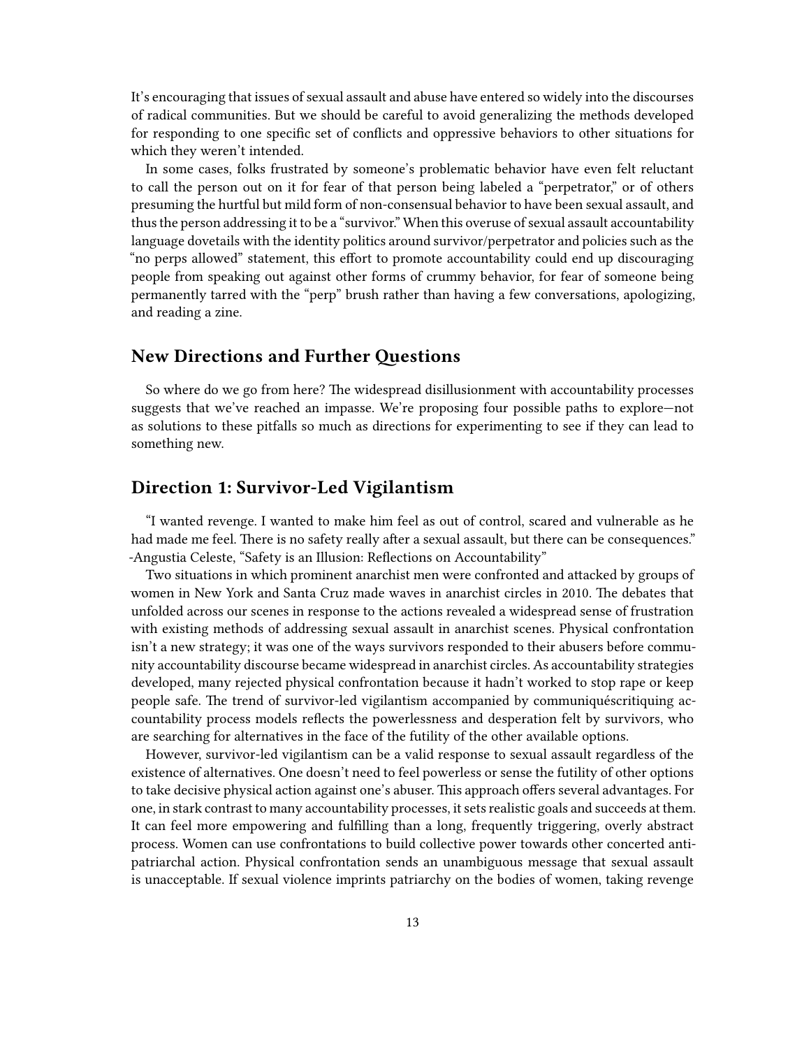It's encouraging that issues of sexual assault and abuse have entered so widely into the discourses of radical communities. But we should be careful to avoid generalizing the methods developed for responding to one specific set of conflicts and oppressive behaviors to other situations for which they weren't intended.

In some cases, folks frustrated by someone's problematic behavior have even felt reluctant to call the person out on it for fear of that person being labeled a "perpetrator," or of others presuming the hurtful but mild form of non-consensual behavior to have been sexual assault, and thus the person addressing it to be a "survivor." When this overuse of sexual assault accountability language dovetails with the identity politics around survivor/perpetrator and policies such as the "no perps allowed" statement, this effort to promote accountability could end up discouraging people from speaking out against other forms of crummy behavior, for fear of someone being permanently tarred with the "perp" brush rather than having a few conversations, apologizing, and reading a zine.

## New Directions and Further Questions

So where do we go from here? The widespread disillusionment with accountability processes suggests that we've reached an impasse. We're proposing four possible paths to explore—not as solutions to these pitfalls so much as directions for experimenting to see if they can lead to something new.

## Direction 1: Survivor-Led Vigilantism

"I wanted revenge. I wanted to make him feel as out of control, scared and vulnerable as he had made me feel. There is no safety really after a sexual assault, but there can be consequences." -Angustia Celeste, "Safety is an Illusion: Reflections on Accountability"

Two situations in which prominent anarchist men were confronted and attacked by groups of women in New York and Santa Cruz made waves in anarchist circles in 2010. The debates that unfolded across our scenes in response to the actions revealed a widespread sense of frustration with existing methods of addressing sexual assault in anarchist scenes. Physical confrontation isn't a new strategy; it was one of the ways survivors responded to their abusers before community accountability discourse became widespread in anarchist circles. As accountability strategies developed, many rejected physical confrontation because it hadn't worked to stop rape or keep people safe. The trend of survivor-led vigilantism accompanied by communiquéscritiquing accountability process models reflects the powerlessness and desperation felt by survivors, who are searching for alternatives in the face of the futility of the other available options.

However, survivor-led vigilantism can be a valid response to sexual assault regardless of the existence of alternatives. One doesn't need to feel powerless or sense the futility of other options to take decisive physical action against one's abuser. This approach offers several advantages. For one, in stark contrast to many accountability processes, it sets realistic goals and succeeds at them. It can feel more empowering and fulfilling than a long, frequently triggering, overly abstract process. Women can use confrontations to build collective power towards other concerted anti-patriarchal action. Physical confrontation sends an unambiguous message that sexual assault is unacceptable. If sexual violence imprints patriarchy on the bodies of women, taking revenge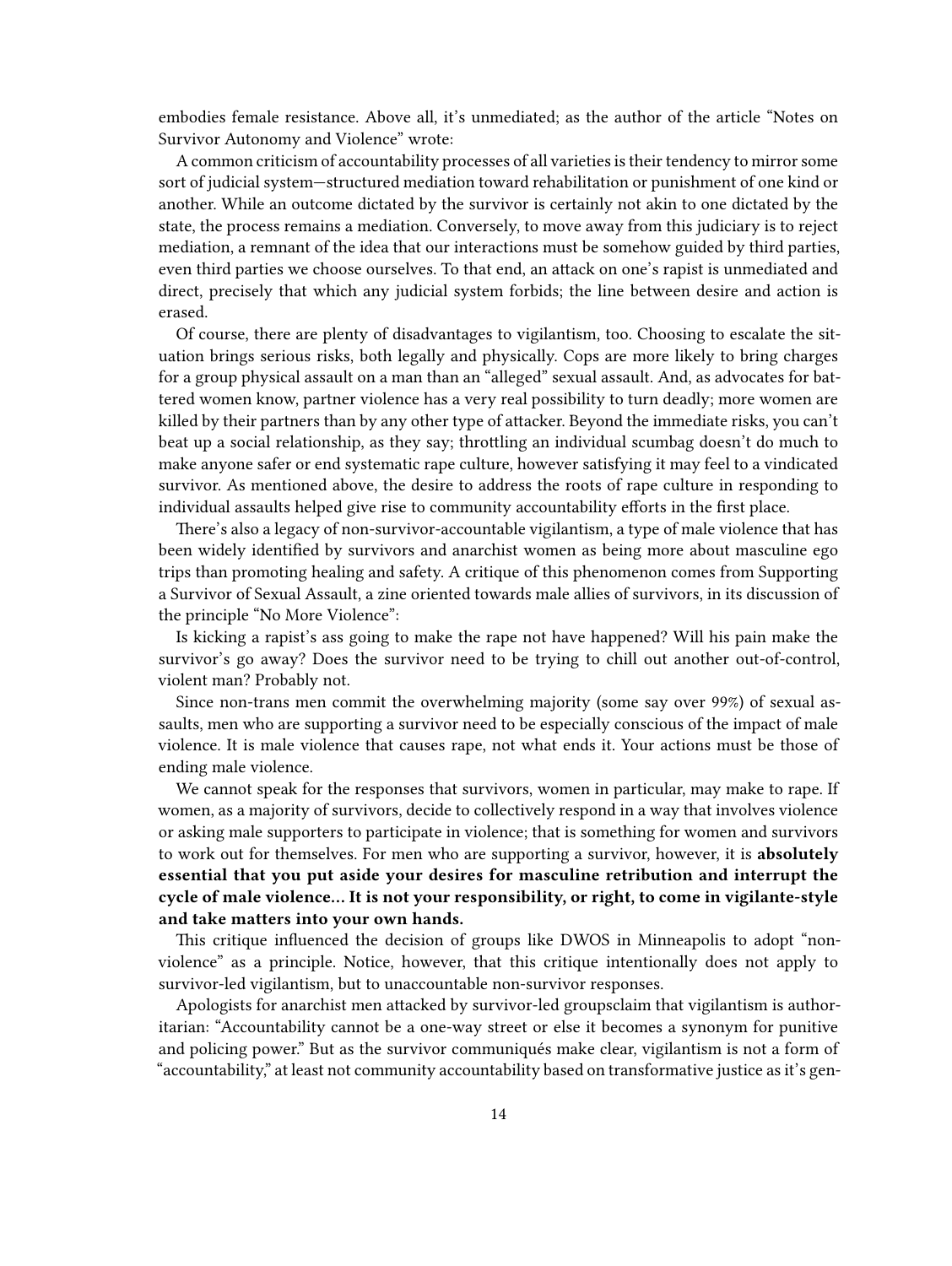embodies female resistance. Above all, it's unmediated; as the author of the article "Notes on Survivor Autonomy and Violence" wrote:

A common criticism of accountability processes of all varieties is their tendency to mirror some sort of judicial system—structured mediation toward rehabilitation or punishment of one kind or another. While an outcome dictated by the survivor is certainly not akin to one dictated by the state, the process remains a mediation. Conversely, to move away from this judiciary is to reject mediation, a remnant of the idea that our interactions must be somehow guided by third parties, even third parties we choose ourselves. To that end, an attack on one's rapist is unmediated and direct, precisely that which any judicial system forbids; the line between desire and action is erased.

Of course, there are plenty of disadvantages to vigilantism, too. Choosing to escalate the situation brings serious risks, both legally and physically. Cops are more likely to bring charges for a group physical assault on a man than an "alleged" sexual assault. And, as advocates for battered women know, partner violence has a very real possibility to turn deadly; more women are killed by their partners than by any other type of attacker. Beyond the immediate risks, you can't beat up a social relationship, as they say; throttling an individual scumbag doesn't do much to make anyone safer or end systematic rape culture, however satisfying it may feel to a vindicated survivor. As mentioned above, the desire to address the roots of rape culture in responding to individual assaults helped give rise to community accountability efforts in the first place.

There's also a legacy of non-survivor-accountable vigilantism, a type of male violence that has been widely identified by survivors and anarchist women as being more about masculine ego trips than promoting healing and safety. A critique of this phenomenon comes from Supporting a Survivor of Sexual Assault, a zine oriented towards male allies of survivors, in its discussion of the principle "No More Violence":

Is kicking a rapist's ass going to make the rape not have happened? Will his pain make the survivor's go away? Does the survivor need to be trying to chill out another out-of-control, violent man? Probably not.

Since non-trans men commit the overwhelming majority (some say over 99%) of sexual assaults, men who are supporting a survivor need to be especially conscious of the impact of male violence. It is male violence that causes rape, not what ends it. Your actions must be those of ending male violence.

We cannot speak for the responses that survivors, women in particular, may make to rape. If women, as a majority of survivors, decide to collectively respond in a way that involves violence or asking male supporters to participate in violence; that is something for women and survivors to work out for themselves. For men who are supporting a survivor, however, it is **absolutely essential that you put aside your desires for masculine retribution and interrupt the cycle of male violence… It is not your responsibility, or right, to come in vigilante-style and take matters into your own hands.**

This critique influenced the decision of groups like DWOS in Minneapolis to adopt "nonviolence" as a principle. Notice, however, that this critique intentionally does not apply to survivor-led vigilantism, but to unaccountable non-survivor responses.

Apologists for anarchist men attacked by survivor-led groupsclaim that vigilantism is authoritarian: "Accountability cannot be a one-way street or else it becomes a synonym for punitive and policing power." But as the survivor communiqués make clear, vigilantism is not a form of "accountability," at least not community accountability based on transformative justice as it's gen-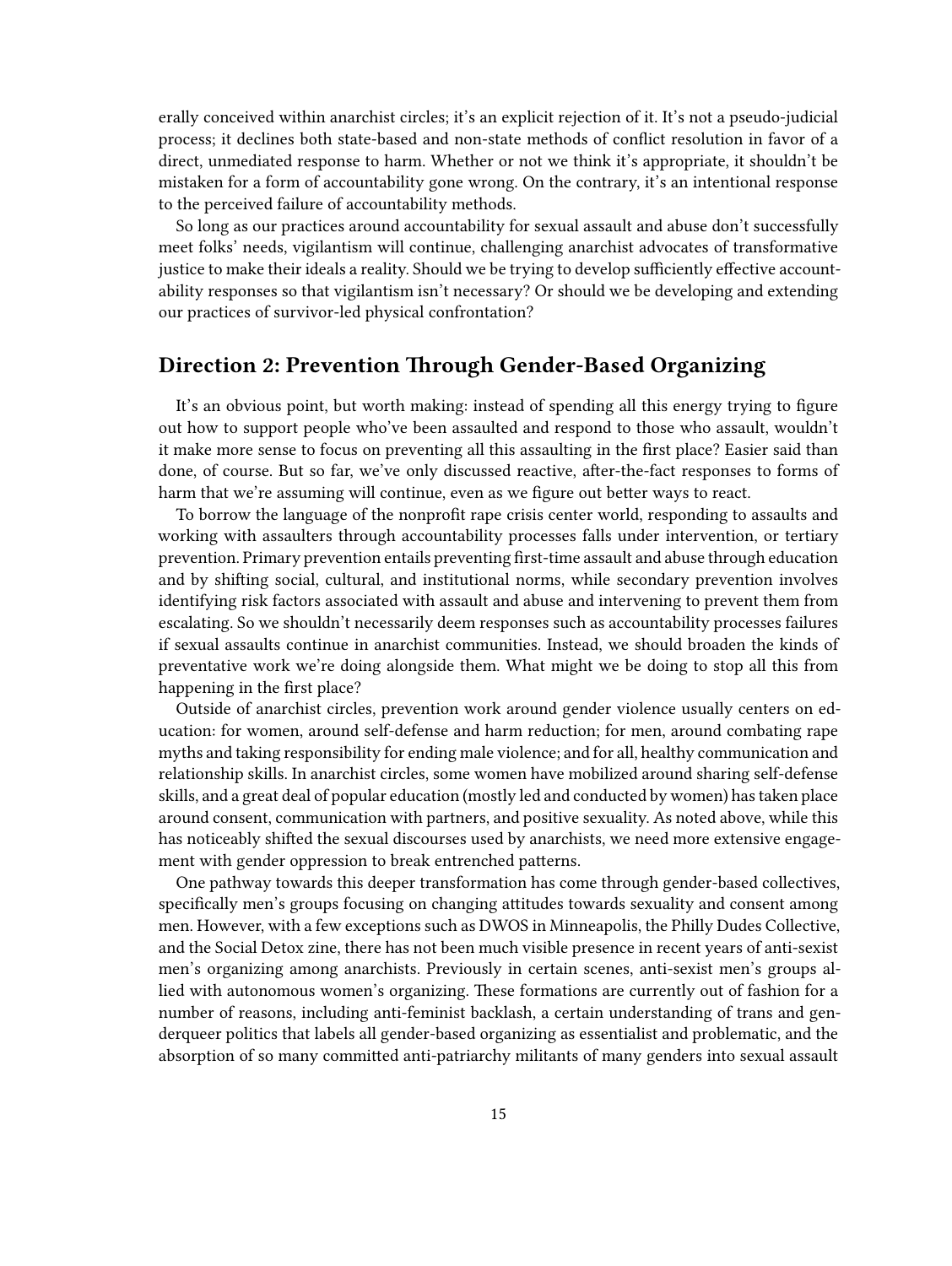erally conceived within anarchist circles; it's an explicit rejection of it. It's not a pseudo-judicial process; it declines both state-based and non-state methods of conflict resolution in favor of a direct, unmediated response to harm. Whether or not we think it's appropriate, it shouldn't be mistaken for a form of accountability gone wrong. On the contrary, it's an intentional response to the perceived failure of accountability methods.

So long as our practices around accountability for sexual assault and abuse don't successfully meet folks' needs, vigilantism will continue, challenging anarchist advocates of transformative justice to make their ideals a reality. Should we be trying to develop sufficiently effective accountability responses so that vigilantism isn't necessary? Or should we be developing and extending our practices of survivor-led physical confrontation?

## Direction 2: Prevention Through Gender-Based Organizing

It's an obvious point, but worth making: instead of spending all this energy trying to figure out how to support people who've been assaulted and respond to those who assault, wouldn't it make more sense to focus on preventing all this assaulting in the first place? Easier said than done, of course. But so far, we've only discussed reactive, after-the-fact responses to forms of harm that we're assuming will continue, even as we figure out better ways to react.

To borrow the language of the nonprofit rape crisis center world, responding to assaults and working with assaulters through accountability processes falls under intervention, or tertiary prevention. Primary prevention entails preventing first-time assault and abuse through education and by shifting social, cultural, and institutional norms, while secondary prevention involves identifying risk factors associated with assault and abuse and intervening to prevent them from escalating. So we shouldn't necessarily deem responses such as accountability processes failures if sexual assaults continue in anarchist communities. Instead, we should broaden the kinds of preventative work we're doing alongside them. What might we be doing to stop all this from happening in the first place?

Outside of anarchist circles, prevention work around gender violence usually centers on education: for women, around self-defense and harm reduction; for men, around combating rape myths and taking responsibility for ending male violence; and for all, healthy communication and relationship skills. In anarchist circles, some women have mobilized around sharing self-defense skills, and a great deal of popular education (mostly led and conducted by women) has taken place around consent, communication with partners, and positive sexuality. As noted above, while this has noticeably shifted the sexual discourses used by anarchists, we need more extensive engagement with gender oppression to break entrenched patterns.

One pathway towards this deeper transformation has come through gender-based collectives, specifically men's groups focusing on changing attitudes towards sexuality and consent among men. However, with a few exceptions such as DWOS in Minneapolis, the Philly Dudes Collective, and the Social Detox zine, there has not been much visible presence in recent years of anti-sexist men's organizing among anarchists. Previously in certain scenes, anti-sexist men's groups allied with autonomous women's organizing. These formations are currently out of fashion for a number of reasons, including anti-feminist backlash, a certain understanding of trans and genderqueer politics that labels all gender-based organizing as essentialist and problematic, and the absorption of so many committed anti-patriarchy militants of many genders into sexual assault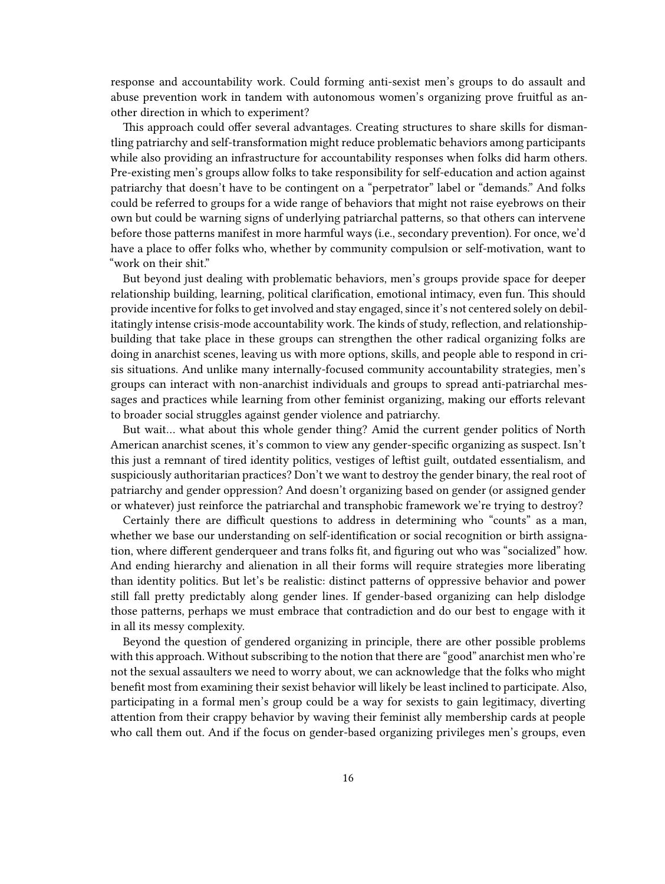response and accountability work. Could forming anti-sexist men's groups to do assault and abuse prevention work in tandem with autonomous women's organizing prove fruitful as another direction in which to experiment?

This approach could offer several advantages. Creating structures to share skills for dismantling patriarchy and self-transformation might reduce problematic behaviors among participants while also providing an infrastructure for accountability responses when folks did harm others. Pre-existing men's groups allow folks to take responsibility for self-education and action against patriarchy that doesn't have to be contingent on a "perpetrator" label or "demands." And folks could be referred to groups for a wide range of behaviors that might not raise eyebrows on their own but could be warning signs of underlying patriarchal patterns, so that others can intervene before those patterns manifest in more harmful ways (i.e., secondary prevention). For once, we'd have a place to offer folks who, whether by community compulsion or self-motivation, want to "work on their shit."

But beyond just dealing with problematic behaviors, men's groups provide space for deeper relationship building, learning, political clarification, emotional intimacy, even fun. This should provide incentive for folks to get involved and stay engaged, since it's not centered solely on debilitatingly intense crisis-mode accountability work. The kinds of study, reflection, and relationship-building that take place in these groups can strengthen the other radical organizing folks are doing in anarchist scenes, leaving us with more options, skills, and people able to respond in crisis situations. And unlike many internally-focused community accountability strategies, men's groups can interact with non-anarchist individuals and groups to spread anti-patriarchal messages and practices while learning from other feminist organizing, making our efforts relevant to broader social struggles against gender violence and patriarchy.

But wait… what about this whole gender thing? Amid the current gender politics of North American anarchist scenes, it's common to view any gender-specific organizing as suspect. Isn't this just a remnant of tired identity politics, vestiges of leftist guilt, outdated essentialism, and suspiciously authoritarian practices? Don't we want to destroy the gender binary, the real root of patriarchy and gender oppression? And doesn't organizing based on gender (or assigned gender or whatever) just reinforce the patriarchal and transphobic framework we're trying to destroy?

Certainly there are difficult questions to address in determining who "counts" as a man, whether we base our understanding on self-identification or social recognition or birth assignation, where different genderqueer and trans folks fit, and figuring out who was "socialized" how. And ending hierarchy and alienation in all their forms will require strategies more liberating than identity politics. But let's be realistic: distinct patterns of oppressive behavior and power still fall pretty predictably along gender lines. If gender-based organizing can help dislodge those patterns, perhaps we must embrace that contradiction and do our best to engage with it in all its messy complexity.

Beyond the question of gendered organizing in principle, there are other possible problems with this approach. Without subscribing to the notion that there are "good" anarchist men who're not the sexual assaulters we need to worry about, we can acknowledge that the folks who might benefit most from examining their sexist behavior will likely be least inclined to participate. Also, participating in a formal men's group could be a way for sexists to gain legitimacy, diverting attention from their crappy behavior by waving their feminist ally membership cards at people who call them out. And if the focus on gender-based organizing privileges men's groups, even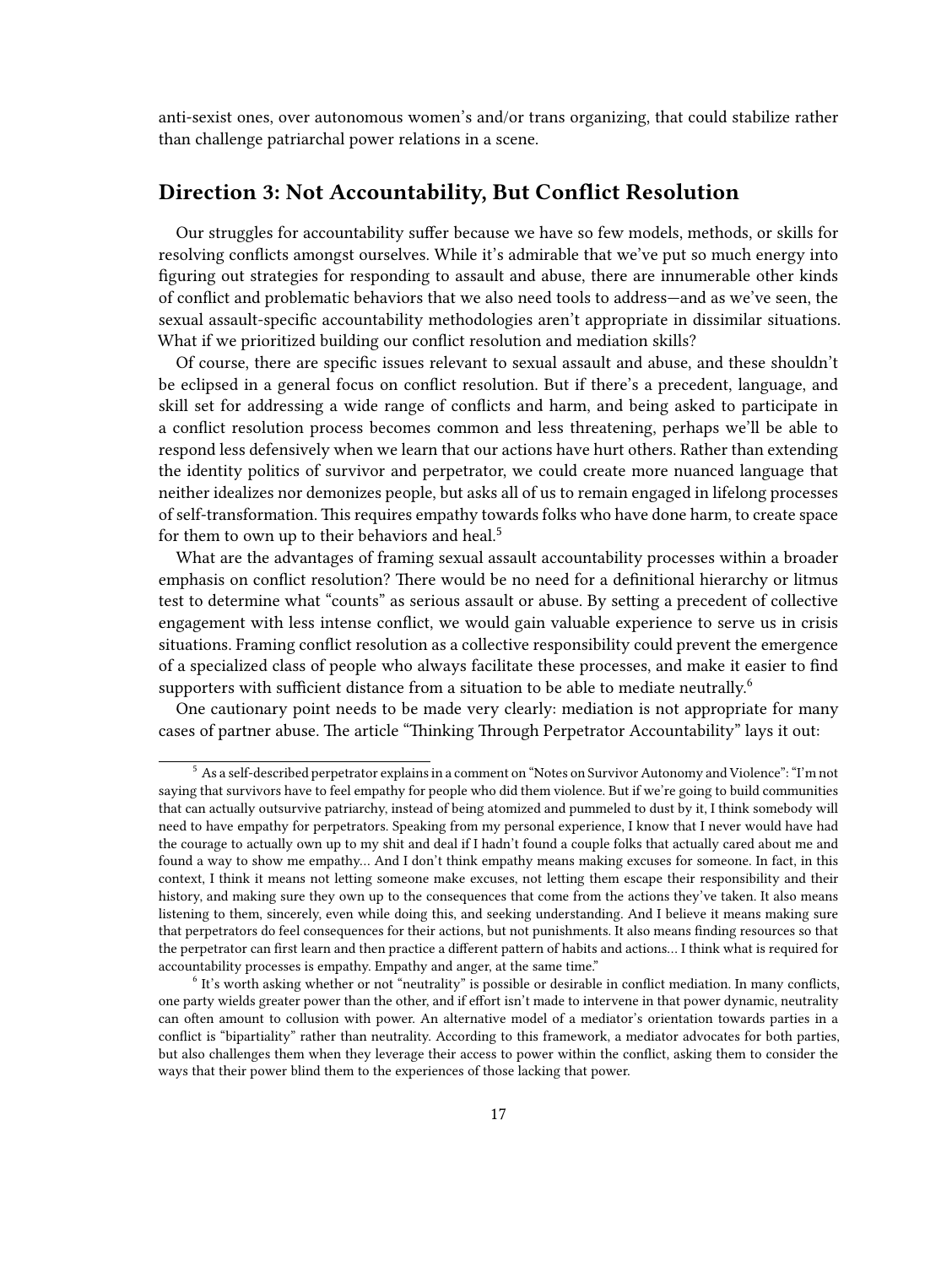anti-sexist ones, over autonomous women's and/or trans organizing, that could stabilize rather than challenge patriarchal power relations in a scene.

## Direction 3: Not Accountability, But Conflict Resolution

Our struggles for accountability suffer because we have so few models, methods, or skills for resolving conflicts amongst ourselves. While it's admirable that we've put so much energy into figuring out strategies for responding to assault and abuse, there are innumerable other kinds of conflict and problematic behaviors that we also need tools to address—and as we've seen, the sexual assault-specific accountability methodologies aren't appropriate in dissimilar situations. What if we prioritized building our conflict resolution and mediation skills?

Of course, there are specific issues relevant to sexual assault and abuse, and these shouldn't be eclipsed in a general focus on conflict resolution. But if there's a precedent, language, and skill set for addressing a wide range of conflicts and harm, and being asked to participate in a conflict resolution process becomes common and less threatening, perhaps we'll be able to respond less defensively when we learn that our actions have hurt others. Rather than extending the identity politics of survivor and perpetrator, we could create more nuanced language that neither idealizes nor demonizes people, but asks all of us to remain engaged in lifelong processes of self-transformation. This requires empathy towards folks who have done harm, to create space for them to own up to their behaviors and heal.[5]

What are the advantages of framing sexual assault accountability processes within a broader emphasis on conflict resolution? There would be no need for a definitional hierarchy or litmus test to determine what "counts" as serious assault or abuse. By setting a precedent of collective engagement with less intense conflict, we would gain valuable experience to serve us in crisis situations. Framing conflict resolution as a collective responsibility could prevent the emergence of a specialized class of people who always facilitate these processes, and make it easier to find supporters with sufficient distance from a situation to be able to mediate neutrally.[6]

One cautionary point needs to be made very clearly: mediation is not appropriate for many cases of partner abuse. The article "Thinking Through Perpetrator Accountability" lays it out:

---

[5] As a self-described perpetrator explains in a comment on "Notes on Survivor Autonomy and Violence": "I'm not saying that survivors have to feel empathy for people who did them violence. But if we're going to build communities that can actually outsurvive patriarchy, instead of being atomized and pummeled to dust by it, I think somebody will need to have empathy for perpetrators. Speaking from my personal experience, I know that I never would have had the courage to actually own up to my shit and deal if I hadn't found a couple folks that actually cared about me and found a way to show me empathy… And I don't think empathy means making excuses for someone. In fact, in this context, I think it means not letting someone make excuses, not letting them escape their responsibility and their history, and making sure they own up to the consequences that come from the actions they've taken. It also means listening to them, sincerely, even while doing this, and seeking understanding. And I believe it means making sure that perpetrators do feel consequences for their actions, but not punishments. It also means finding resources so that the perpetrator can first learn and then practice a different pattern of habits and actions… I think what is required for accountability processes is empathy. Empathy and anger, at the same time."

[6] It's worth asking whether or not "neutrality" is possible or desirable in conflict mediation. In many conflicts, one party wields greater power than the other, and if effort isn't made to intervene in that power dynamic, neutrality can often amount to collusion with power. An alternative model of a mediator's orientation towards parties in a conflict is "bipartiality" rather than neutrality. According to this framework, a mediator advocates for both parties, but also challenges them when they leverage their access to power within the conflict, asking them to consider the ways that their power blind them to the experiences of those lacking that power.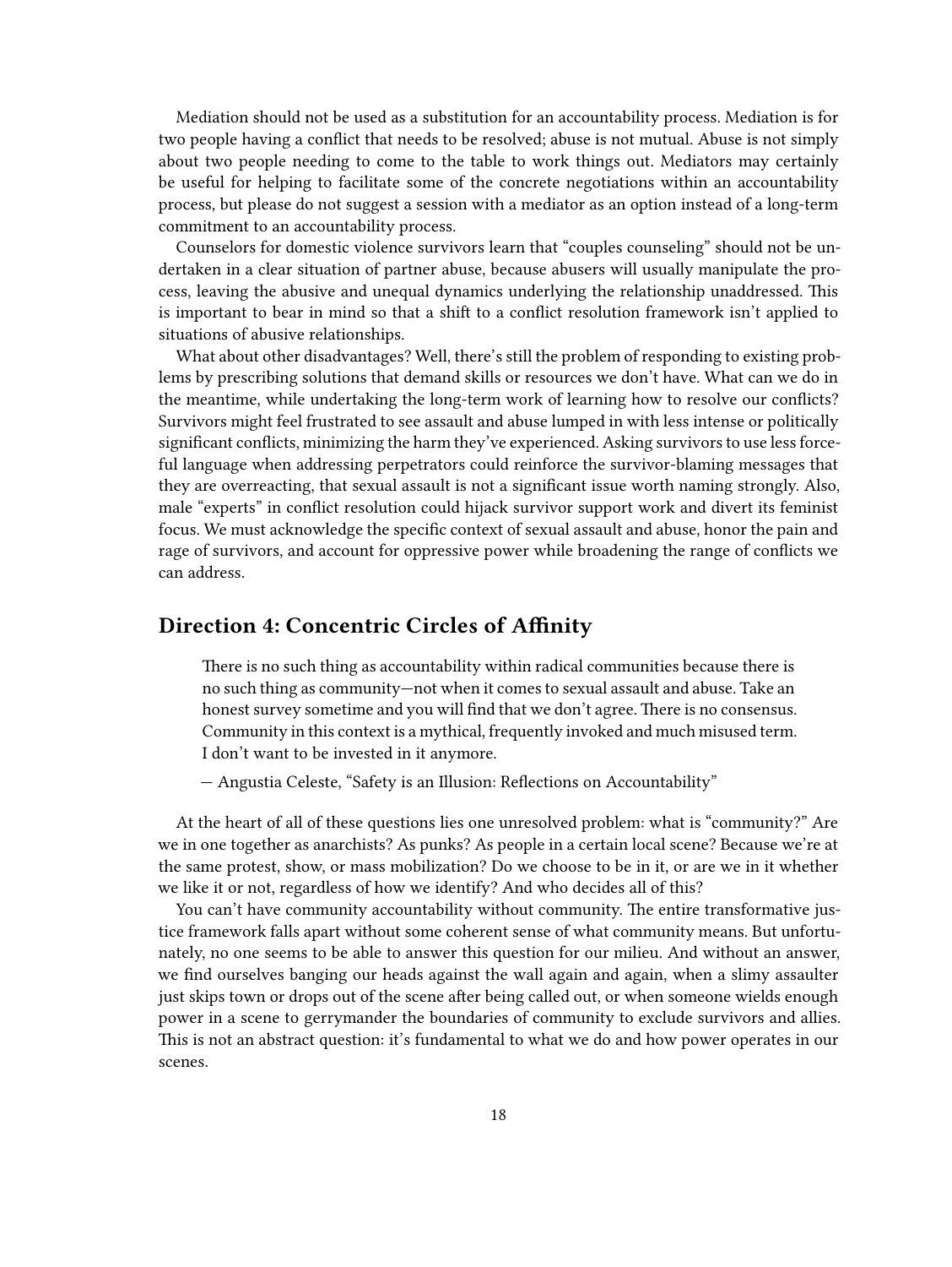Mediation should not be used as a substitution for an accountability process. Mediation is for two people having a conflict that needs to be resolved; abuse is not mutual. Abuse is not simply about two people needing to come to the table to work things out. Mediators may certainly be useful for helping to facilitate some of the concrete negotiations within an accountability process, but please do not suggest a session with a mediator as an option instead of a long-term commitment to an accountability process.

Counselors for domestic violence survivors learn that "couples counseling" should not be undertaken in a clear situation of partner abuse, because abusers will usually manipulate the process, leaving the abusive and unequal dynamics underlying the relationship unaddressed. This is important to bear in mind so that a shift to a conflict resolution framework isn't applied to situations of abusive relationships.

What about other disadvantages? Well, there's still the problem of responding to existing problems by prescribing solutions that demand skills or resources we don't have. What can we do in the meantime, while undertaking the long-term work of learning how to resolve our conflicts? Survivors might feel frustrated to see assault and abuse lumped in with less intense or politically significant conflicts, minimizing the harm they've experienced. Asking survivors to use less forceful language when addressing perpetrators could reinforce the survivor-blaming messages that they are overreacting, that sexual assault is not a significant issue worth naming strongly. Also, male "experts" in conflict resolution could hijack survivor support work and divert its feminist focus. We must acknowledge the specific context of sexual assault and abuse, honor the pain and rage of survivors, and account for oppressive power while broadening the range of conflicts we can address.

## Direction 4: Concentric Circles of Affinity

> There is no such thing as accountability within radical communities because there is no such thing as community—not when it comes to sexual assault and abuse. Take an honest survey sometime and you will find that we don't agree. There is no consensus. Community in this context is a mythical, frequently invoked and much misused term. I don't want to be invested in it anymore.
>
> — Angustia Celeste, "Safety is an Illusion: Reflections on Accountability"

At the heart of all of these questions lies one unresolved problem: what is "community?" Are we in one together as anarchists? As punks? As people in a certain local scene? Because we're at the same protest, show, or mass mobilization? Do we choose to be in it, or are we in it whether we like it or not, regardless of how we identify? And who decides all of this?

You can't have community accountability without community. The entire transformative justice framework falls apart without some coherent sense of what community means. But unfortunately, no one seems to be able to answer this question for our milieu. And without an answer, we find ourselves banging our heads against the wall again and again, when a slimy assaulter just skips town or drops out of the scene after being called out, or when someone wields enough power in a scene to gerrymander the boundaries of community to exclude survivors and allies. This is not an abstract question: it's fundamental to what we do and how power operates in our scenes.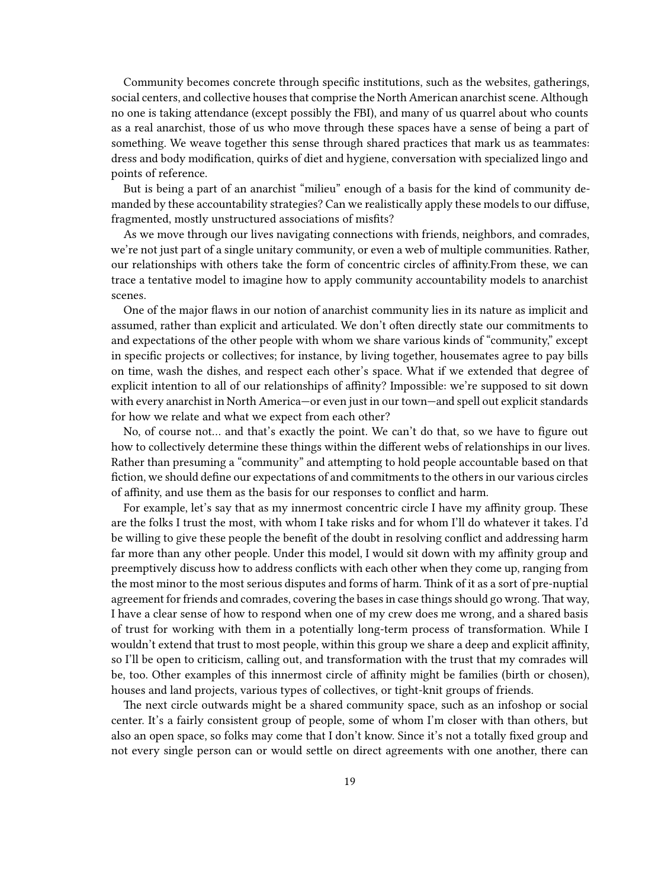Community becomes concrete through specific institutions, such as the websites, gatherings, social centers, and collective houses that comprise the North American anarchist scene. Although no one is taking attendance (except possibly the FBI), and many of us quarrel about who counts as a real anarchist, those of us who move through these spaces have a sense of being a part of something. We weave together this sense through shared practices that mark us as teammates: dress and body modification, quirks of diet and hygiene, conversation with specialized lingo and points of reference.

But is being a part of an anarchist "milieu" enough of a basis for the kind of community demanded by these accountability strategies? Can we realistically apply these models to our diffuse, fragmented, mostly unstructured associations of misfits?

As we move through our lives navigating connections with friends, neighbors, and comrades, we're not just part of a single unitary community, or even a web of multiple communities. Rather, our relationships with others take the form of concentric circles of affinity.From these, we can trace a tentative model to imagine how to apply community accountability models to anarchist scenes.

One of the major flaws in our notion of anarchist community lies in its nature as implicit and assumed, rather than explicit and articulated. We don't often directly state our commitments to and expectations of the other people with whom we share various kinds of "community," except in specific projects or collectives; for instance, by living together, housemates agree to pay bills on time, wash the dishes, and respect each other's space. What if we extended that degree of explicit intention to all of our relationships of affinity? Impossible: we're supposed to sit down with every anarchist in North America—or even just in our town—and spell out explicit standards for how we relate and what we expect from each other?

No, of course not… and that's exactly the point. We can't do that, so we have to figure out how to collectively determine these things within the different webs of relationships in our lives. Rather than presuming a "community" and attempting to hold people accountable based on that fiction, we should define our expectations of and commitments to the others in our various circles of affinity, and use them as the basis for our responses to conflict and harm.

For example, let's say that as my innermost concentric circle I have my affinity group. These are the folks I trust the most, with whom I take risks and for whom I'll do whatever it takes. I'd be willing to give these people the benefit of the doubt in resolving conflict and addressing harm far more than any other people. Under this model, I would sit down with my affinity group and preemptively discuss how to address conflicts with each other when they come up, ranging from the most minor to the most serious disputes and forms of harm. Think of it as a sort of pre-nuptial agreement for friends and comrades, covering the bases in case things should go wrong. That way, I have a clear sense of how to respond when one of my crew does me wrong, and a shared basis of trust for working with them in a potentially long-term process of transformation. While I wouldn't extend that trust to most people, within this group we share a deep and explicit affinity, so I'll be open to criticism, calling out, and transformation with the trust that my comrades will be, too. Other examples of this innermost circle of affinity might be families (birth or chosen), houses and land projects, various types of collectives, or tight-knit groups of friends.

The next circle outwards might be a shared community space, such as an infoshop or social center. It's a fairly consistent group of people, some of whom I'm closer with than others, but also an open space, so folks may come that I don't know. Since it's not a totally fixed group and not every single person can or would settle on direct agreements with one another, there can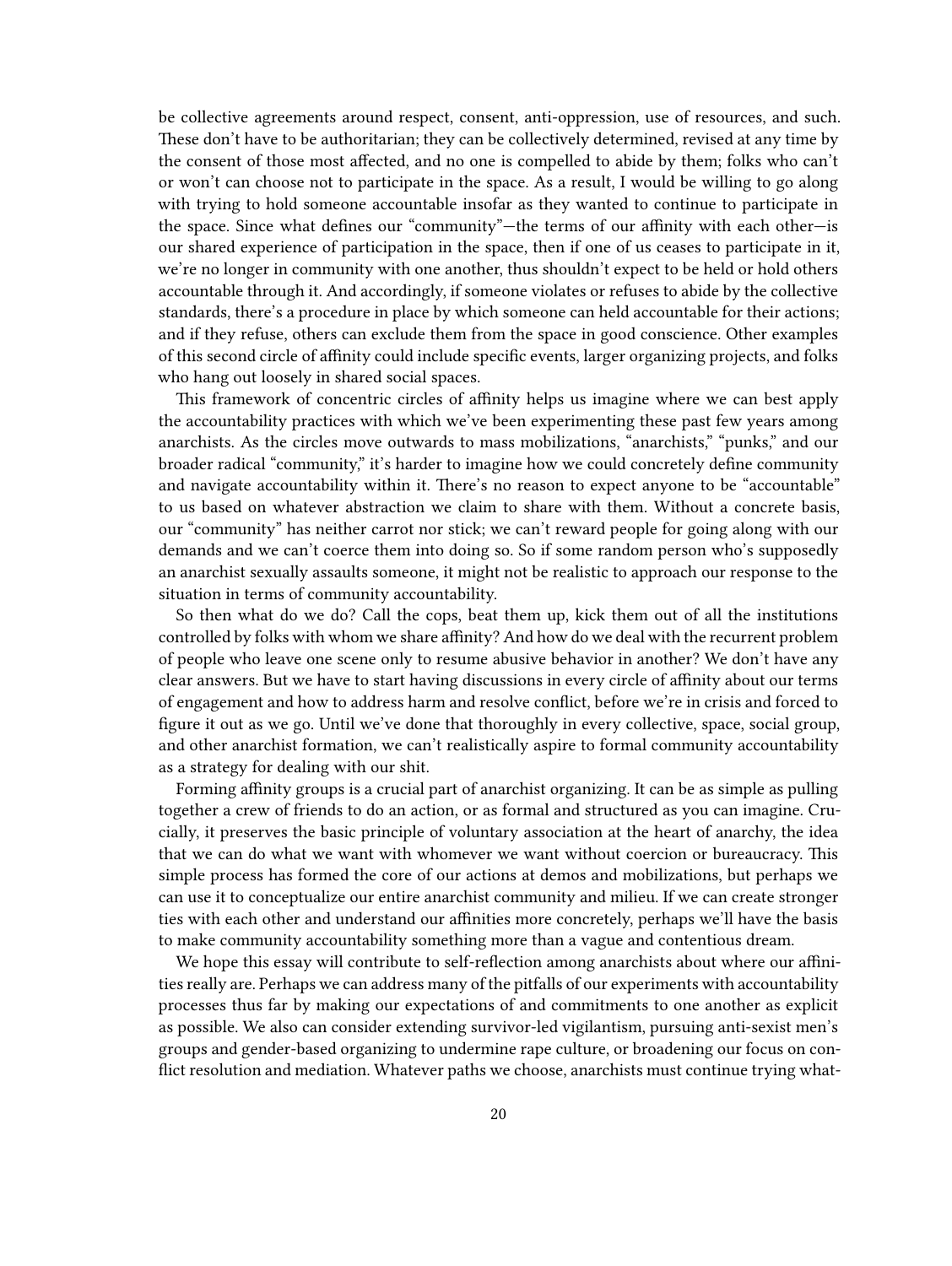be collective agreements around respect, consent, anti-oppression, use of resources, and such. These don't have to be authoritarian; they can be collectively determined, revised at any time by the consent of those most affected, and no one is compelled to abide by them; folks who can't or won't can choose not to participate in the space. As a result, I would be willing to go along with trying to hold someone accountable insofar as they wanted to continue to participate in the space. Since what defines our "community"—the terms of our affinity with each other—is our shared experience of participation in the space, then if one of us ceases to participate in it, we're no longer in community with one another, thus shouldn't expect to be held or hold others accountable through it. And accordingly, if someone violates or refuses to abide by the collective standards, there's a procedure in place by which someone can held accountable for their actions; and if they refuse, others can exclude them from the space in good conscience. Other examples of this second circle of affinity could include specific events, larger organizing projects, and folks who hang out loosely in shared social spaces.

This framework of concentric circles of affinity helps us imagine where we can best apply the accountability practices with which we've been experimenting these past few years among anarchists. As the circles move outwards to mass mobilizations, "anarchists," "punks," and our broader radical "community," it's harder to imagine how we could concretely define community and navigate accountability within it. There's no reason to expect anyone to be "accountable" to us based on whatever abstraction we claim to share with them. Without a concrete basis, our "community" has neither carrot nor stick; we can't reward people for going along with our demands and we can't coerce them into doing so. So if some random person who's supposedly an anarchist sexually assaults someone, it might not be realistic to approach our response to the situation in terms of community accountability.

So then what do we do? Call the cops, beat them up, kick them out of all the institutions controlled by folks with whom we share affinity? And how do we deal with the recurrent problem of people who leave one scene only to resume abusive behavior in another? We don't have any clear answers. But we have to start having discussions in every circle of affinity about our terms of engagement and how to address harm and resolve conflict, before we're in crisis and forced to figure it out as we go. Until we've done that thoroughly in every collective, space, social group, and other anarchist formation, we can't realistically aspire to formal community accountability as a strategy for dealing with our shit.

Forming affinity groups is a crucial part of anarchist organizing. It can be as simple as pulling together a crew of friends to do an action, or as formal and structured as you can imagine. Crucially, it preserves the basic principle of voluntary association at the heart of anarchy, the idea that we can do what we want with whomever we want without coercion or bureaucracy. This simple process has formed the core of our actions at demos and mobilizations, but perhaps we can use it to conceptualize our entire anarchist community and milieu. If we can create stronger ties with each other and understand our affinities more concretely, perhaps we'll have the basis to make community accountability something more than a vague and contentious dream.

We hope this essay will contribute to self-reflection among anarchists about where our affinities really are. Perhaps we can address many of the pitfalls of our experiments with accountability processes thus far by making our expectations of and commitments to one another as explicit as possible. We also can consider extending survivor-led vigilantism, pursuing anti-sexist men's groups and gender-based organizing to undermine rape culture, or broadening our focus on conflict resolution and mediation. Whatever paths we choose, anarchists must continue trying what-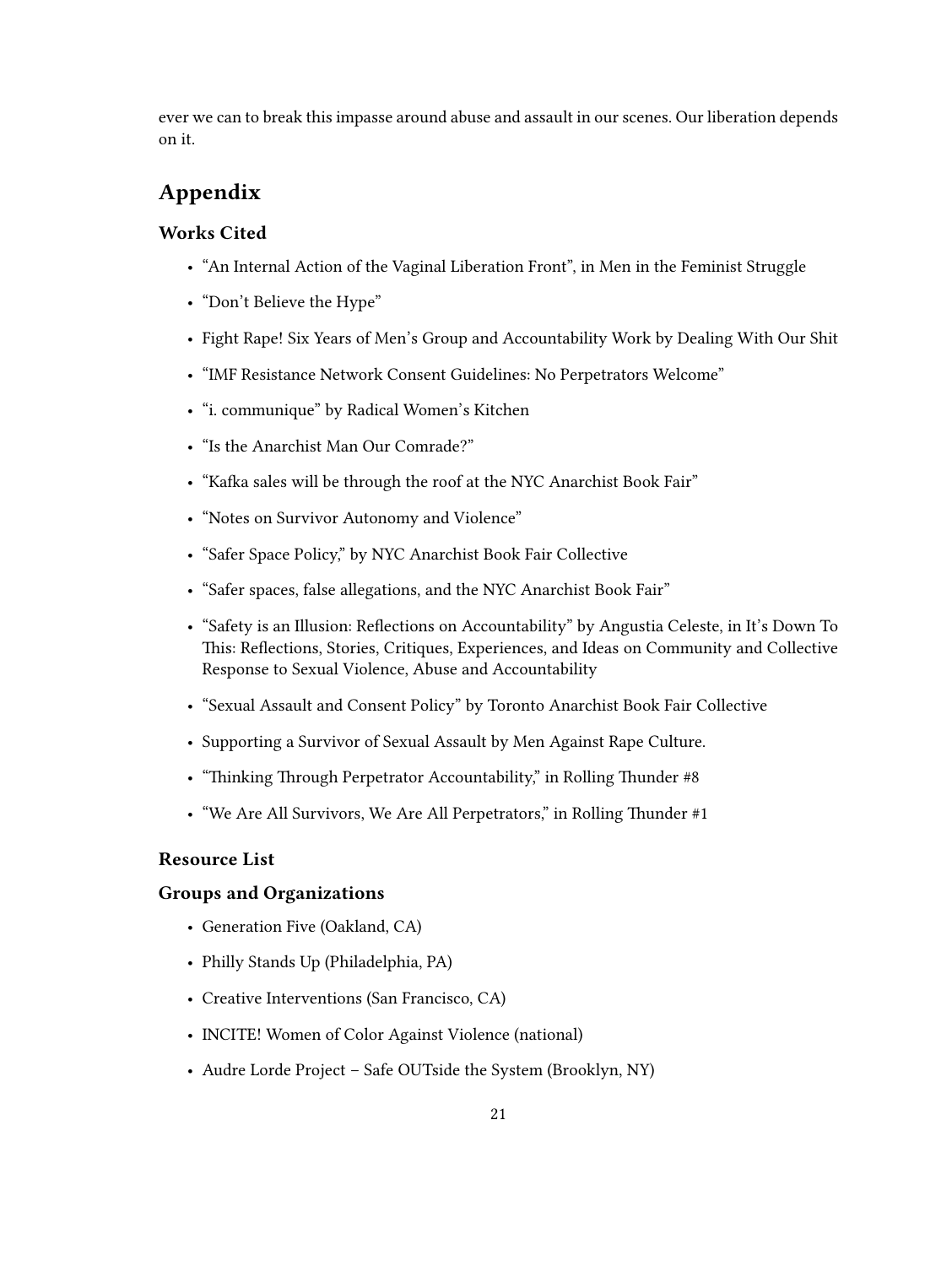ever we can to break this impasse around abuse and assault in our scenes. Our liberation depends on it.

# Appendix

## Works Cited

- "An Internal Action of the Vaginal Liberation Front", in Men in the Feminist Struggle
- "Don't Believe the Hype"
- Fight Rape! Six Years of Men's Group and Accountability Work by Dealing With Our Shit
- "IMF Resistance Network Consent Guidelines: No Perpetrators Welcome"
- "i. communique" by Radical Women's Kitchen
- "Is the Anarchist Man Our Comrade?"
- "Kafka sales will be through the roof at the NYC Anarchist Book Fair"
- "Notes on Survivor Autonomy and Violence"
- "Safer Space Policy," by NYC Anarchist Book Fair Collective
- "Safer spaces, false allegations, and the NYC Anarchist Book Fair"
- "Safety is an Illusion: Reflections on Accountability" by Angustia Celeste, in It's Down To This: Reflections, Stories, Critiques, Experiences, and Ideas on Community and Collective Response to Sexual Violence, Abuse and Accountability
- "Sexual Assault and Consent Policy" by Toronto Anarchist Book Fair Collective
- Supporting a Survivor of Sexual Assault by Men Against Rape Culture.
- "Thinking Through Perpetrator Accountability," in Rolling Thunder #8
- "We Are All Survivors, We Are All Perpetrators," in Rolling Thunder #1

## Resource List

## Groups and Organizations

- Generation Five (Oakland, CA)
- Philly Stands Up (Philadelphia, PA)
- Creative Interventions (San Francisco, CA)
- INCITE! Women of Color Against Violence (national)
- Audre Lorde Project – Safe OUTside the System (Brooklyn, NY)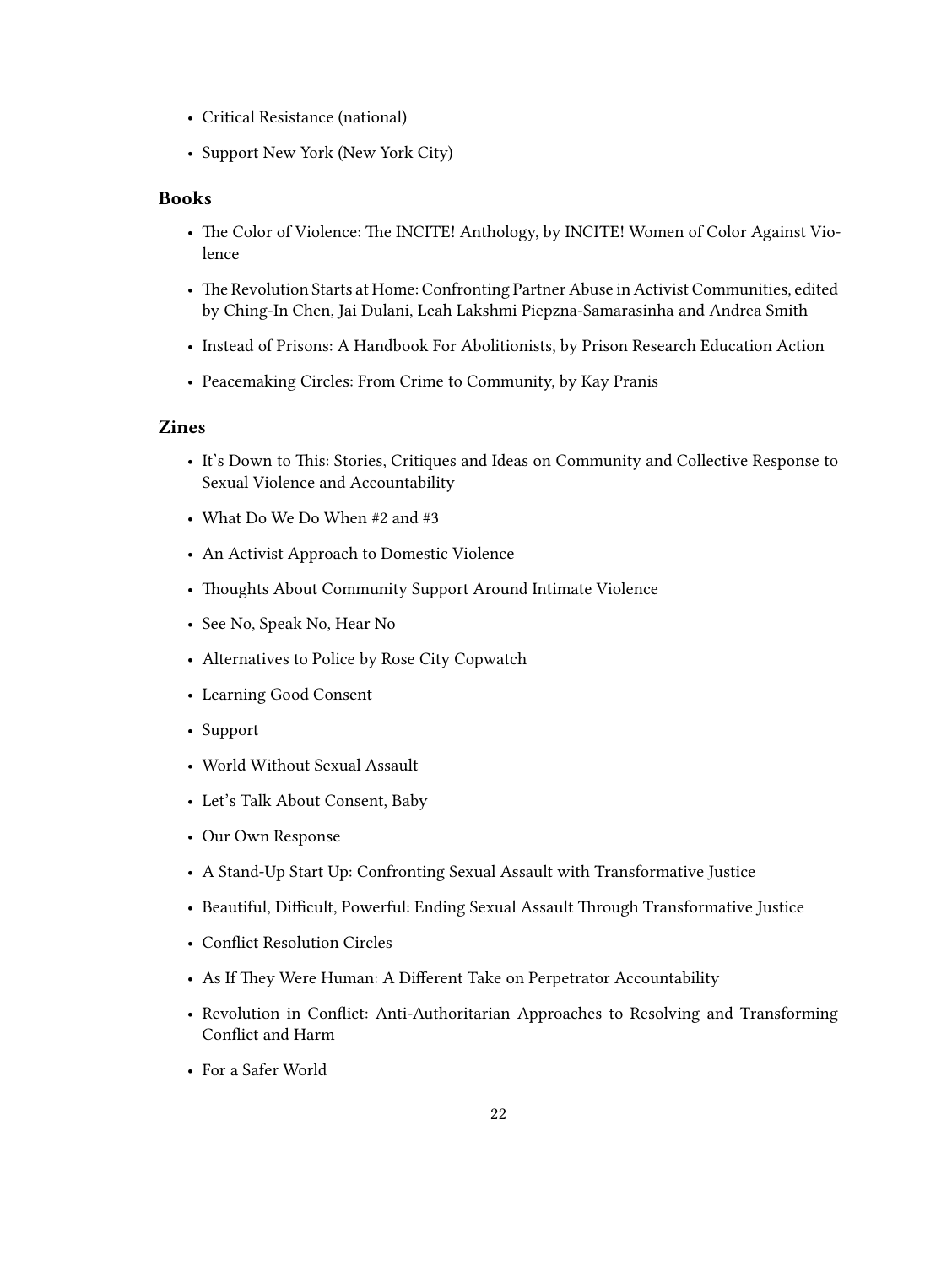- Critical Resistance (national)
- Support New York (New York City)

### Books

- The Color of Violence: The INCITE! Anthology, by INCITE! Women of Color Against Violence
- The Revolution Starts at Home: Confronting Partner Abuse in Activist Communities, edited by Ching-In Chen, Jai Dulani, Leah Lakshmi Piepzna-Samarasinha and Andrea Smith
- Instead of Prisons: A Handbook For Abolitionists, by Prison Research Education Action
- Peacemaking Circles: From Crime to Community, by Kay Pranis

### Zines

- It's Down to This: Stories, Critiques and Ideas on Community and Collective Response to Sexual Violence and Accountability
- What Do We Do When #2 and #3
- An Activist Approach to Domestic Violence
- Thoughts About Community Support Around Intimate Violence
- See No, Speak No, Hear No
- Alternatives to Police by Rose City Copwatch
- Learning Good Consent
- Support
- World Without Sexual Assault
- Let's Talk About Consent, Baby
- Our Own Response
- A Stand-Up Start Up: Confronting Sexual Assault with Transformative Justice
- Beautiful, Difficult, Powerful: Ending Sexual Assault Through Transformative Justice
- Conflict Resolution Circles
- As If They Were Human: A Different Take on Perpetrator Accountability
- Revolution in Conflict: Anti-Authoritarian Approaches to Resolving and Transforming Conflict and Harm
- For a Safer World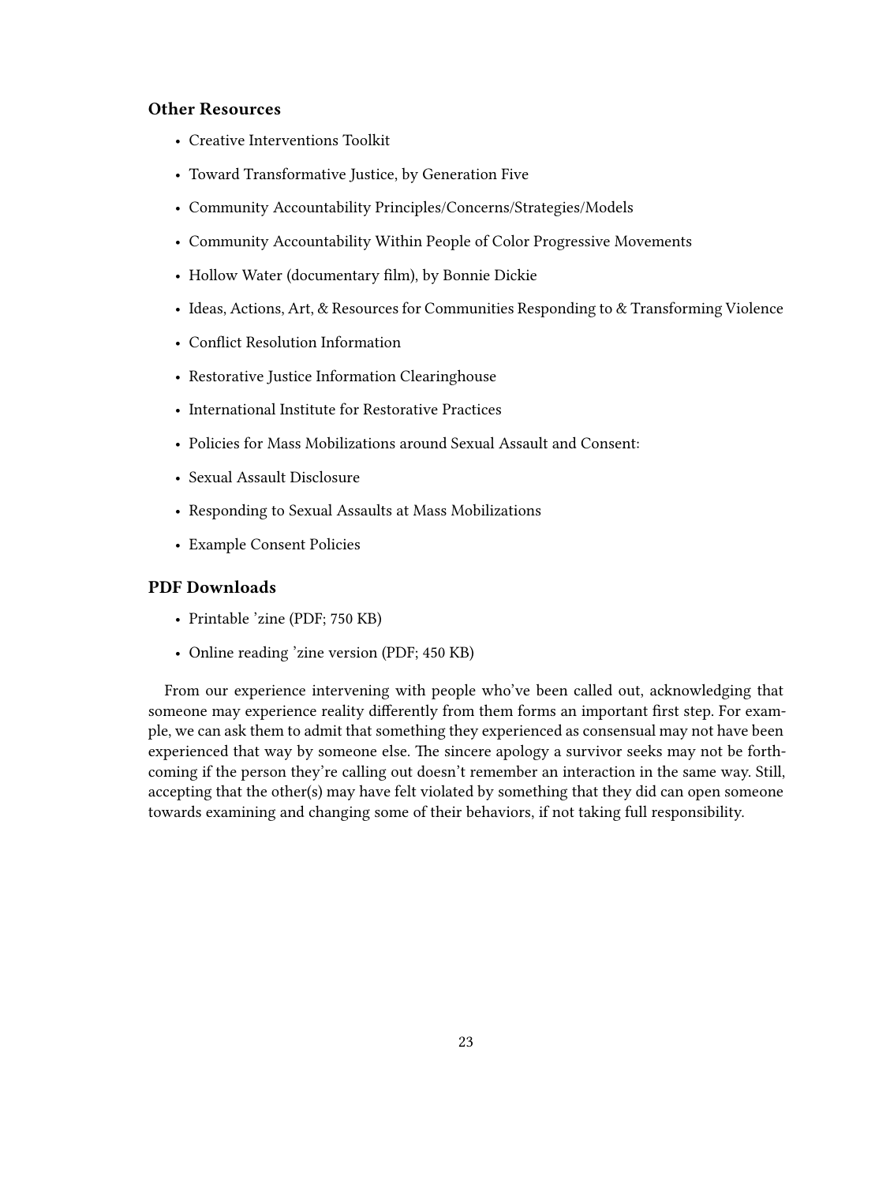### Other Resources

- Creative Interventions Toolkit
- Toward Transformative Justice, by Generation Five
- Community Accountability Principles/Concerns/Strategies/Models
- Community Accountability Within People of Color Progressive Movements
- Hollow Water (documentary film), by Bonnie Dickie
- Ideas, Actions, Art, & Resources for Communities Responding to & Transforming Violence
- Conflict Resolution Information
- Restorative Justice Information Clearinghouse
- International Institute for Restorative Practices
- Policies for Mass Mobilizations around Sexual Assault and Consent:
- Sexual Assault Disclosure
- Responding to Sexual Assaults at Mass Mobilizations
- Example Consent Policies

### PDF Downloads

- Printable 'zine (PDF; 750 KB)
- Online reading 'zine version (PDF; 450 KB)

From our experience intervening with people who've been called out, acknowledging that someone may experience reality differently from them forms an important first step. For example, we can ask them to admit that something they experienced as consensual may not have been experienced that way by someone else. The sincere apology a survivor seeks may not be forthcoming if the person they're calling out doesn't remember an interaction in the same way. Still, accepting that the other(s) may have felt violated by something that they did can open someone towards examining and changing some of their behaviors, if not taking full responsibility.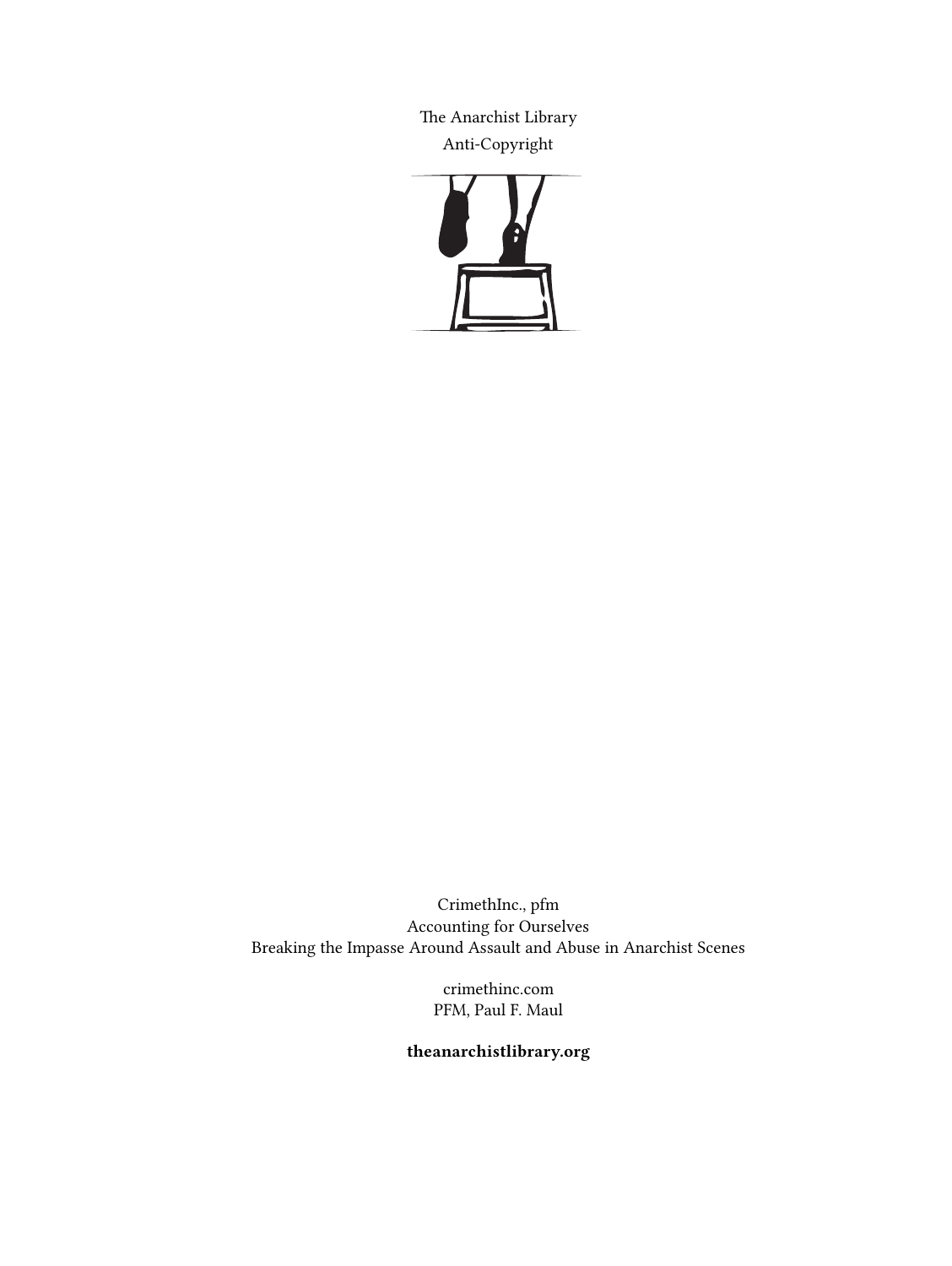The Anarchist Library
Anti-Copyright

CrimethInc., pfm
Accounting for Ourselves
Breaking the Impasse Around Assault and Abuse in Anarchist Scenes

crimethinc.com
PFM, Paul F. Maul

**theanarchistlibrary.org**